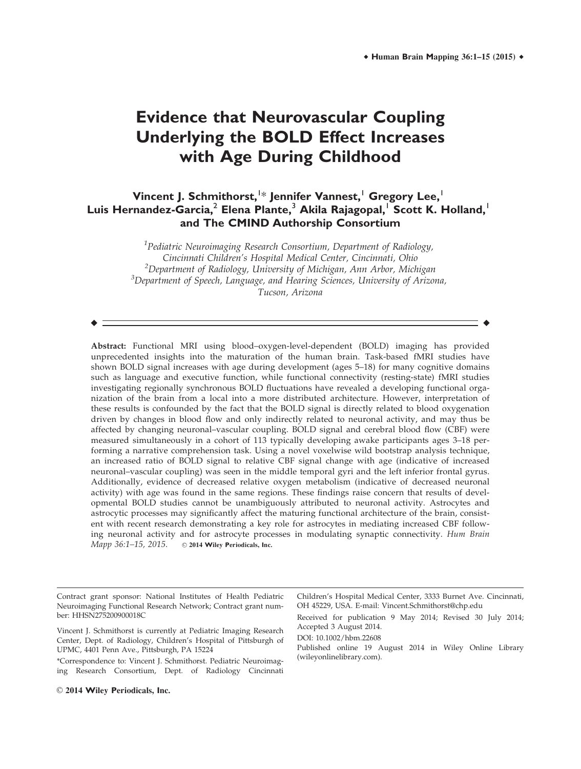# Evidence that Neurovascular Coupling Underlying the BOLD Effect Increases with Age During Childhood

**Vincent J. Schmithorst,[1]* Jennifer Vannest,[1] Gregory Lee,[1] Luis Hernandez-Garcia,[2] Elena Plante,[3] Akila Rajagopal,[1] Scott K. Holland,[1] and The CMIND Authorship Consortium**

[1]*Pediatric Neuroimaging Research Consortium, Department of Radiology, Cincinnati Children's Hospital Medical Center, Cincinnati, Ohio*
[2]*Department of Radiology, University of Michigan, Ann Arbor, Michigan*
[3]*Department of Speech, Language, and Hearing Sciences, University of Arizona, Tucson, Arizona*

---

**Abstract:** Functional MRI using blood–oxygen-level-dependent (BOLD) imaging has provided unprecedented insights into the maturation of the human brain. Task-based fMRI studies have shown BOLD signal increases with age during development (ages 5–18) for many cognitive domains such as language and executive function, while functional connectivity (resting-state) fMRI studies investigating regionally synchronous BOLD fluctuations have revealed a developing functional organization of the brain from a local into a more distributed architecture. However, interpretation of these results is confounded by the fact that the BOLD signal is directly related to blood oxygenation driven by changes in blood flow and only indirectly related to neuronal activity, and may thus be affected by changing neuronal–vascular coupling. BOLD signal and cerebral blood flow (CBF) were measured simultaneously in a cohort of 113 typically developing awake participants ages 3–18 performing a narrative comprehension task. Using a novel voxelwise wild bootstrap analysis technique, an increased ratio of BOLD signal to relative CBF signal change with age (indicative of increased neuronal–vascular coupling) was seen in the middle temporal gyri and the left inferior frontal gyrus. Additionally, evidence of decreased relative oxygen metabolism (indicative of decreased neuronal activity) with age was found in the same regions. These findings raise concern that results of developmental BOLD studies cannot be unambiguously attributed to neuronal activity. Astrocytes and astrocytic processes may significantly affect the maturing functional architecture of the brain, consistent with recent research demonstrating a key role for astrocytes in mediating increased CBF following neuronal activity and for astrocyte processes in modulating synaptic connectivity. *Hum Brain Mapp 36:1–15, 2015.* © 2014 Wiley Periodicals, Inc.

---

Contract grant sponsor: National Institutes of Health Pediatric Neuroimaging Functional Research Network; Contract grant number: HHSN275200900018C

Vincent J. Schmithorst is currently at Pediatric Imaging Research Center, Dept. of Radiology, Children's Hospital of Pittsburgh of UPMC, 4401 Penn Ave., Pittsburgh, PA 15224

*Correspondence to: Vincent J. Schmithorst. Pediatric Neuroimaging Research Consortium, Dept. of Radiology Cincinnati Children's Hospital Medical Center, 3333 Burnet Ave. Cincinnati, OH 45229, USA. E-mail: Vincent.Schmithorst@chp.edu

Received for publication 9 May 2014; Revised 30 July 2014; Accepted 3 August 2014.

DOI: 10.1002/hbm.22608

Published online 19 August 2014 in Wiley Online Library (wileyonlinelibrary.com).

© 2014 Wiley Periodicals, Inc.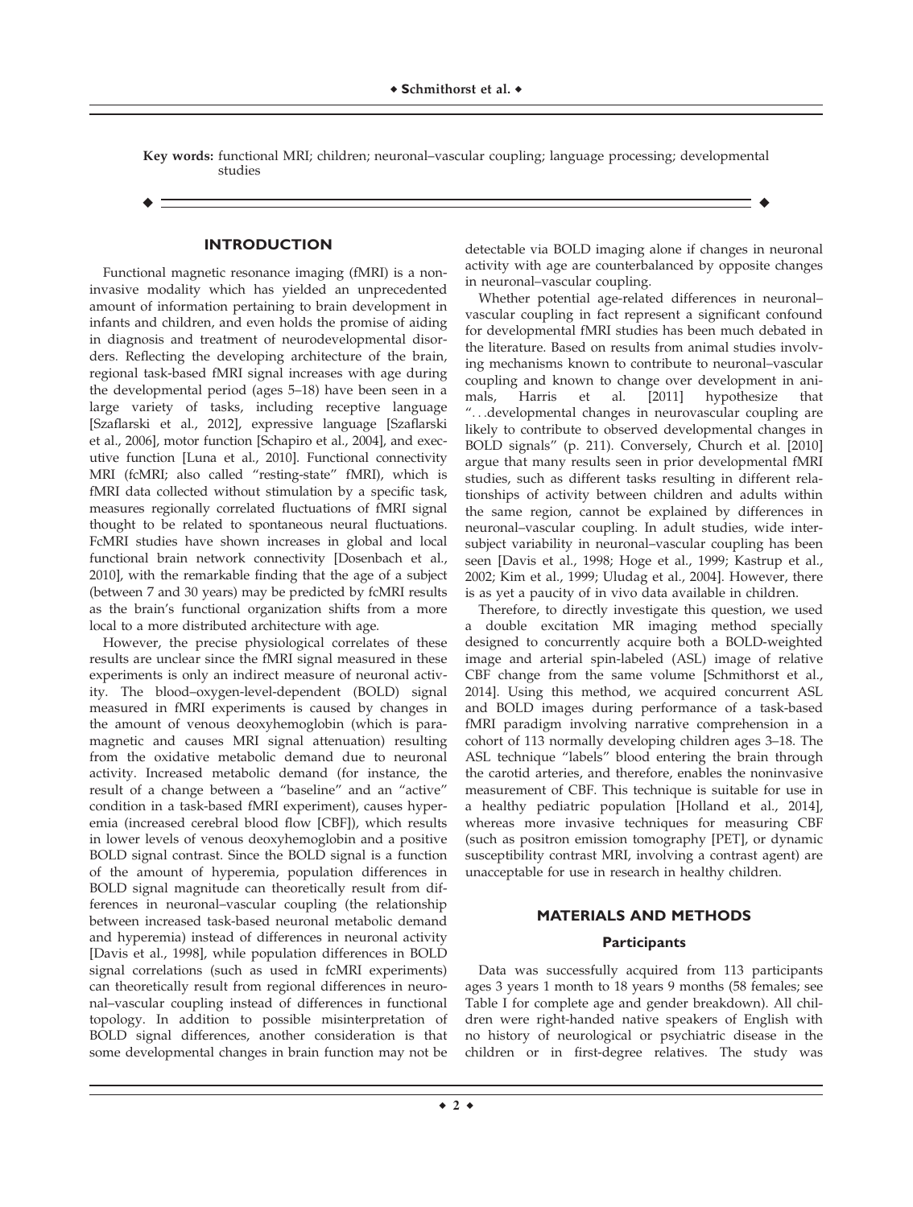**Key words:** functional MRI; children; neuronal–vascular coupling; language processing; developmental studies

## INTRODUCTION

Functional magnetic resonance imaging (fMRI) is a noninvasive modality which has yielded an unprecedented amount of information pertaining to brain development in infants and children, and even holds the promise of aiding in diagnosis and treatment of neurodevelopmental disorders. Reflecting the developing architecture of the brain, regional task-based fMRI signal increases with age during the developmental period (ages 5–18) have been seen in a large variety of tasks, including receptive language [Szaflarski et al., 2012], expressive language [Szaflarski et al., 2006], motor function [Schapiro et al., 2004], and executive function [Luna et al., 2010]. Functional connectivity MRI (fcMRI; also called "resting-state" fMRI), which is fMRI data collected without stimulation by a specific task, measures regionally correlated fluctuations of fMRI signal thought to be related to spontaneous neural fluctuations. FcMRI studies have shown increases in global and local functional brain network connectivity [Dosenbach et al., 2010], with the remarkable finding that the age of a subject (between 7 and 30 years) may be predicted by fcMRI results as the brain's functional organization shifts from a more local to a more distributed architecture with age.

However, the precise physiological correlates of these results are unclear since the fMRI signal measured in these experiments is only an indirect measure of neuronal activity. The blood–oxygen-level-dependent (BOLD) signal measured in fMRI experiments is caused by changes in the amount of venous deoxyhemoglobin (which is paramagnetic and causes MRI signal attenuation) resulting from the oxidative metabolic demand due to neuronal activity. Increased metabolic demand (for instance, the result of a change between a "baseline" and an "active" condition in a task-based fMRI experiment), causes hyperemia (increased cerebral blood flow [CBF]), which results in lower levels of venous deoxyhemoglobin and a positive BOLD signal contrast. Since the BOLD signal is a function of the amount of hyperemia, population differences in BOLD signal magnitude can theoretically result from differences in neuronal–vascular coupling (the relationship between increased task-based neuronal metabolic demand and hyperemia) instead of differences in neuronal activity [Davis et al., 1998], while population differences in BOLD signal correlations (such as used in fcMRI experiments) can theoretically result from regional differences in neuronal–vascular coupling instead of differences in functional topology. In addition to possible misinterpretation of BOLD signal differences, another consideration is that some developmental changes in brain function may not be detectable via BOLD imaging alone if changes in neuronal activity with age are counterbalanced by opposite changes in neuronal–vascular coupling.

Whether potential age-related differences in neuronal–vascular coupling in fact represent a significant confound for developmental fMRI studies has been much debated in the literature. Based on results from animal studies involving mechanisms known to contribute to neuronal–vascular coupling and known to change over development in animals, Harris et al. [2011] hypothesize that "…developmental changes in neurovascular coupling are likely to contribute to observed developmental changes in BOLD signals" (p. 211). Conversely, Church et al. [2010] argue that many results seen in prior developmental fMRI studies, such as different tasks resulting in different relationships of activity between children and adults within the same region, cannot be explained by differences in neuronal–vascular coupling. In adult studies, wide intersubject variability in neuronal–vascular coupling has been seen [Davis et al., 1998; Hoge et al., 1999; Kastrup et al., 2002; Kim et al., 1999; Uludag et al., 2004]. However, there is as yet a paucity of in vivo data available in children.

Therefore, to directly investigate this question, we used a double excitation MR imaging method specially designed to concurrently acquire both a BOLD-weighted image and arterial spin-labeled (ASL) image of relative CBF change from the same volume [Schmithorst et al., 2014]. Using this method, we acquired concurrent ASL and BOLD images during performance of a task-based fMRI paradigm involving narrative comprehension in a cohort of 113 normally developing children ages 3–18. The ASL technique "labels" blood entering the brain through the carotid arteries, and therefore, enables the noninvasive measurement of CBF. This technique is suitable for use in a healthy pediatric population [Holland et al., 2014], whereas more invasive techniques for measuring CBF (such as positron emission tomography [PET], or dynamic susceptibility contrast MRI, involving a contrast agent) are unacceptable for use in research in healthy children.

## MATERIALS AND METHODS

### Participants

Data was successfully acquired from 113 participants ages 3 years 1 month to 18 years 9 months (58 females; see Table I for complete age and gender breakdown). All children were right-handed native speakers of English with no history of neurological or psychiatric disease in the children or in first-degree relatives. The study was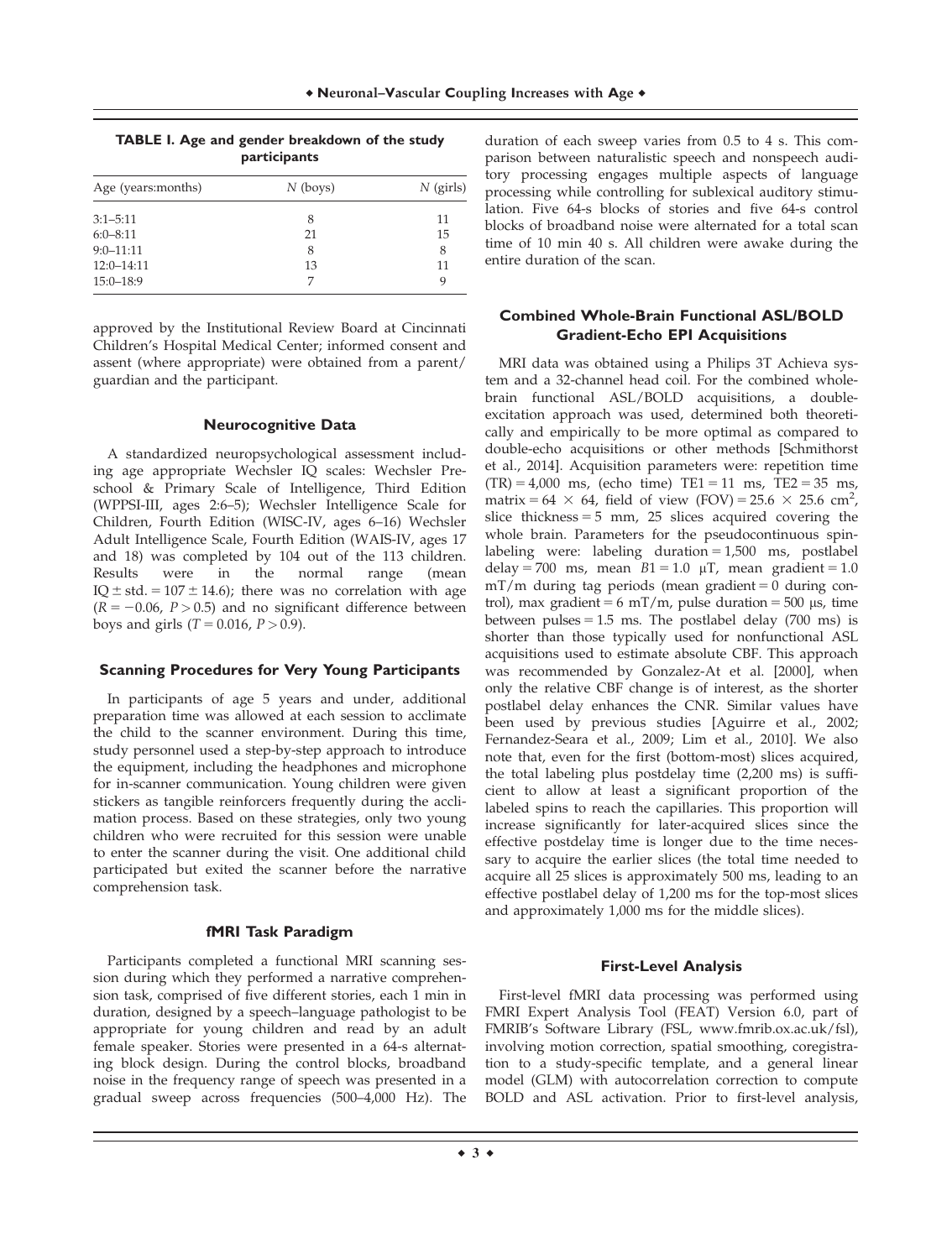**TABLE I. Age and gender breakdown of the study participants**

| Age (years:months) | $N$ (boys) | $N$ (girls) |
|---|---|---|
| 3:1–5:11 | 8 | 11 |
| 6:0–8:11 | 21 | 15 |
| 9:0–11:11 | 8 | 8 |
| 12:0–14:11 | 13 | 11 |
| 15:0–18:9 | 7 | 9 |

approved by the Institutional Review Board at Cincinnati Children's Hospital Medical Center; informed consent and assent (where appropriate) were obtained from a parent/guardian and the participant.

### Neurocognitive Data

A standardized neuropsychological assessment including age appropriate Wechsler IQ scales: Wechsler Preschool & Primary Scale of Intelligence, Third Edition (WPPSI-III, ages 2:6–5); Wechsler Intelligence Scale for Children, Fourth Edition (WISC-IV, ages 6–16) Wechsler Adult Intelligence Scale, Fourth Edition (WAIS-IV, ages 17 and 18) was completed by 104 out of the 113 children. Results were in the normal range (mean IQ ± std. = 107 ± 14.6); there was no correlation with age ($R = -0.06$, $P > 0.5$) and no significant difference between boys and girls ($T = 0.016$, $P > 0.9$).

### Scanning Procedures for Very Young Participants

In participants of age 5 years and under, additional preparation time was allowed at each session to acclimate the child to the scanner environment. During this time, study personnel used a step-by-step approach to introduce the equipment, including the headphones and microphone for in-scanner communication. Young children were given stickers as tangible reinforcers frequently during the acclimation process. Based on these strategies, only two young children who were recruited for this session were unable to enter the scanner during the visit. One additional child participated but exited the scanner before the narrative comprehension task.

### fMRI Task Paradigm

Participants completed a functional MRI scanning session during which they performed a narrative comprehension task, comprised of five different stories, each 1 min in duration, designed by a speech–language pathologist to be appropriate for young children and read by an adult female speaker. Stories were presented in a 64-s alternating block design. During the control blocks, broadband noise in the frequency range of speech was presented in a gradual sweep across frequencies (500–4,000 Hz). The duration of each sweep varies from 0.5 to 4 s. This comparison between naturalistic speech and nonspeech auditory processing engages multiple aspects of language processing while controlling for sublexical auditory stimulation. Five 64-s blocks of stories and five 64-s control blocks of broadband noise were alternated for a total scan time of 10 min 40 s. All children were awake during the entire duration of the scan.

### Combined Whole-Brain Functional ASL/BOLD Gradient-Echo EPI Acquisitions

MRI data was obtained using a Philips 3T Achieva system and a 32-channel head coil. For the combined whole-brain functional ASL/BOLD acquisitions, a double-excitation approach was used, determined both theoretically and empirically to be more optimal as compared to double-echo acquisitions or other methods [Schmithorst et al., 2014]. Acquisition parameters were: repetition time (TR) = 4,000 ms, (echo time) TE1 = 11 ms, TE2 = 35 ms, matrix = 64 × 64, field of view (FOV) = 25.6 × 25.6 cm$^2$, slice thickness = 5 mm, 25 slices acquired covering the whole brain. Parameters for the pseudocontinuous spin-labeling were: labeling duration = 1,500 ms, postlabel delay = 700 ms, mean $B1 = 1.0$ μT, mean gradient = 1.0 mT/m during tag periods (mean gradient = 0 during control), max gradient = 6 mT/m, pulse duration = 500 μs, time between pulses = 1.5 ms. The postlabel delay (700 ms) is shorter than those typically used for nonfunctional ASL acquisitions used to estimate absolute CBF. This approach was recommended by Gonzalez-At et al. [2000], when only the relative CBF change is of interest, as the shorter postlabel delay enhances the CNR. Similar values have been used by previous studies [Aguirre et al., 2002; Fernandez-Seara et al., 2009; Lim et al., 2010]. We also note that, even for the first (bottom-most) slices acquired, the total labeling plus postdelay time (2,200 ms) is sufficient to allow at least a significant proportion of the labeled spins to reach the capillaries. This proportion will increase significantly for later-acquired slices since the effective postdelay time is longer due to the time necessary to acquire the earlier slices (the total time needed to acquire all 25 slices is approximately 500 ms, leading to an effective postlabel delay of 1,200 ms for the top-most slices and approximately 1,000 ms for the middle slices).

### First-Level Analysis

First-level fMRI data processing was performed using FMRI Expert Analysis Tool (FEAT) Version 6.0, part of FMRIB's Software Library (FSL, www.fmrib.ox.ac.uk/fsl), involving motion correction, spatial smoothing, coregistration to a study-specific template, and a general linear model (GLM) with autocorrelation correction to compute BOLD and ASL activation. Prior to first-level analysis,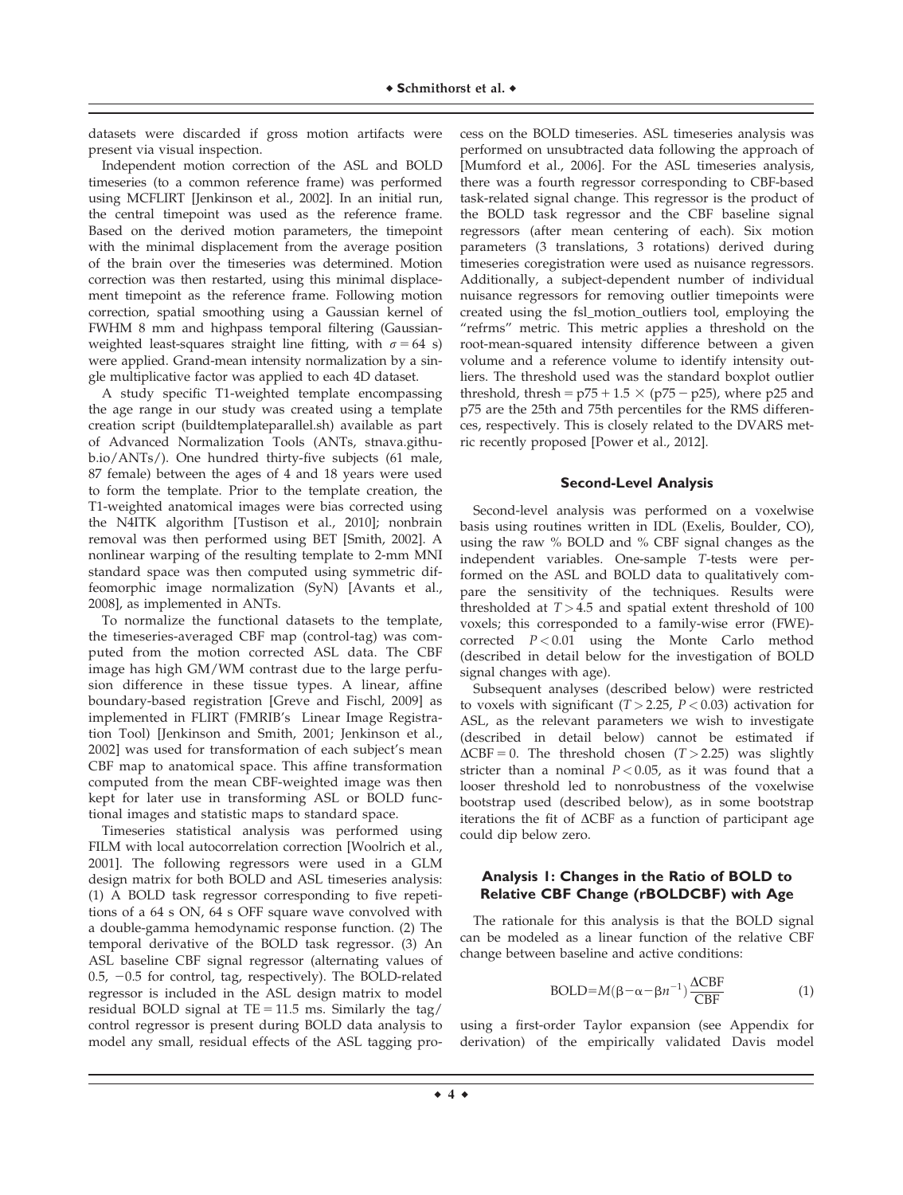datasets were discarded if gross motion artifacts were present via visual inspection.

Independent motion correction of the ASL and BOLD timeseries (to a common reference frame) was performed using MCFLIRT [Jenkinson et al., 2002]. In an initial run, the central timepoint was used as the reference frame. Based on the derived motion parameters, the timepoint with the minimal displacement from the average position of the brain over the timeseries was determined. Motion correction was then restarted, using this minimal displacement timepoint as the reference frame. Following motion correction, spatial smoothing using a Gaussian kernel of FWHM 8 mm and highpass temporal filtering (Gaussian-weighted least-squares straight line fitting, with $\sigma = 64$ s) were applied. Grand-mean intensity normalization by a single multiplicative factor was applied to each 4D dataset.

A study specific T1-weighted template encompassing the age range in our study was created using a template creation script (buildtemplateparallel.sh) available as part of Advanced Normalization Tools (ANTs, stnava.github.io/ANTs/). One hundred thirty-five subjects (61 male, 87 female) between the ages of 4 and 18 years were used to form the template. Prior to the template creation, the T1-weighted anatomical images were bias corrected using the N4ITK algorithm [Tustison et al., 2010]; nonbrain removal was then performed using BET [Smith, 2002]. A nonlinear warping of the resulting template to 2-mm MNI standard space was then computed using symmetric diffeomorphic image normalization (SyN) [Avants et al., 2008], as implemented in ANTs.

To normalize the functional datasets to the template, the timeseries-averaged CBF map (control-tag) was computed from the motion corrected ASL data. The CBF image has high GM/WM contrast due to the large perfusion difference in these tissue types. A linear, affine boundary-based registration [Greve and Fischl, 2009] as implemented in FLIRT (FMRIB's Linear Image Registration Tool) [Jenkinson and Smith, 2001; Jenkinson et al., 2002] was used for transformation of each subject's mean CBF map to anatomical space. This affine transformation computed from the mean CBF-weighted image was then kept for later use in transforming ASL or BOLD functional images and statistic maps to standard space.

Timeseries statistical analysis was performed using FILM with local autocorrelation correction [Woolrich et al., 2001]. The following regressors were used in a GLM design matrix for both BOLD and ASL timeseries analysis: (1) A BOLD task regressor corresponding to five repetitions of a 64 s ON, 64 s OFF square wave convolved with a double-gamma hemodynamic response function. (2) The temporal derivative of the BOLD task regressor. (3) An ASL baseline CBF signal regressor (alternating values of 0.5, −0.5 for control, tag, respectively). The BOLD-related regressor is included in the ASL design matrix to model residual BOLD signal at TE = 11.5 ms. Similarly the tag/control regressor is present during BOLD data analysis to model any small, residual effects of the ASL tagging process on the BOLD timeseries. ASL timeseries analysis was performed on unsubtracted data following the approach of [Mumford et al., 2006]. For the ASL timeseries analysis, there was a fourth regressor corresponding to CBF-based task-related signal change. This regressor is the product of the BOLD task regressor and the CBF baseline signal regressors (after mean centering of each). Six motion parameters (3 translations, 3 rotations) derived during timeseries coregistration were used as nuisance regressors. Additionally, a subject-dependent number of individual nuisance regressors for removing outlier timepoints were created using the fsl_motion_outliers tool, employing the "refrms" metric. This metric applies a threshold on the root-mean-squared intensity difference between a given volume and a reference volume to identify intensity outliers. The threshold used was the standard boxplot outlier threshold, thresh = p75 + 1.5 × (p75 − p25), where p25 and p75 are the 25th and 75th percentiles for the RMS differences, respectively. This is closely related to the DVARS metric recently proposed [Power et al., 2012].

### Second-Level Analysis

Second-level analysis was performed on a voxelwise basis using routines written in IDL (Exelis, Boulder, CO), using the raw % BOLD and % CBF signal changes as the independent variables. One-sample *T*-tests were performed on the ASL and BOLD data to qualitatively compare the sensitivity of the techniques. Results were thresholded at $T > 4.5$ and spatial extent threshold of 100 voxels; this corresponded to a family-wise error (FWE)-corrected $P < 0.01$ using the Monte Carlo method (described in detail below for the investigation of BOLD signal changes with age).

Subsequent analyses (described below) were restricted to voxels with significant ($T > 2.25$, $P < 0.03$) activation for ASL, as the relevant parameters we wish to investigate (described in detail below) cannot be estimated if $\Delta\text{CBF} = 0$. The threshold chosen ($T > 2.25$) was slightly stricter than a nominal $P < 0.05$, as it was found that a looser threshold led to nonrobustness of the voxelwise bootstrap used (described below), as in some bootstrap iterations the fit of ΔCBF as a function of participant age could dip below zero.

### Analysis 1: Changes in the Ratio of BOLD to Relative CBF Change (rBOLDCBF) with Age

The rationale for this analysis is that the BOLD signal can be modeled as a linear function of the relative CBF change between baseline and active conditions:

$$\text{BOLD} = M(\beta - \alpha - \beta n^{-1})\frac{\Delta\text{CBF}}{\text{CBF}} \tag{1}$$

using a first-order Taylor expansion (see Appendix for derivation) of the empirically validated Davis model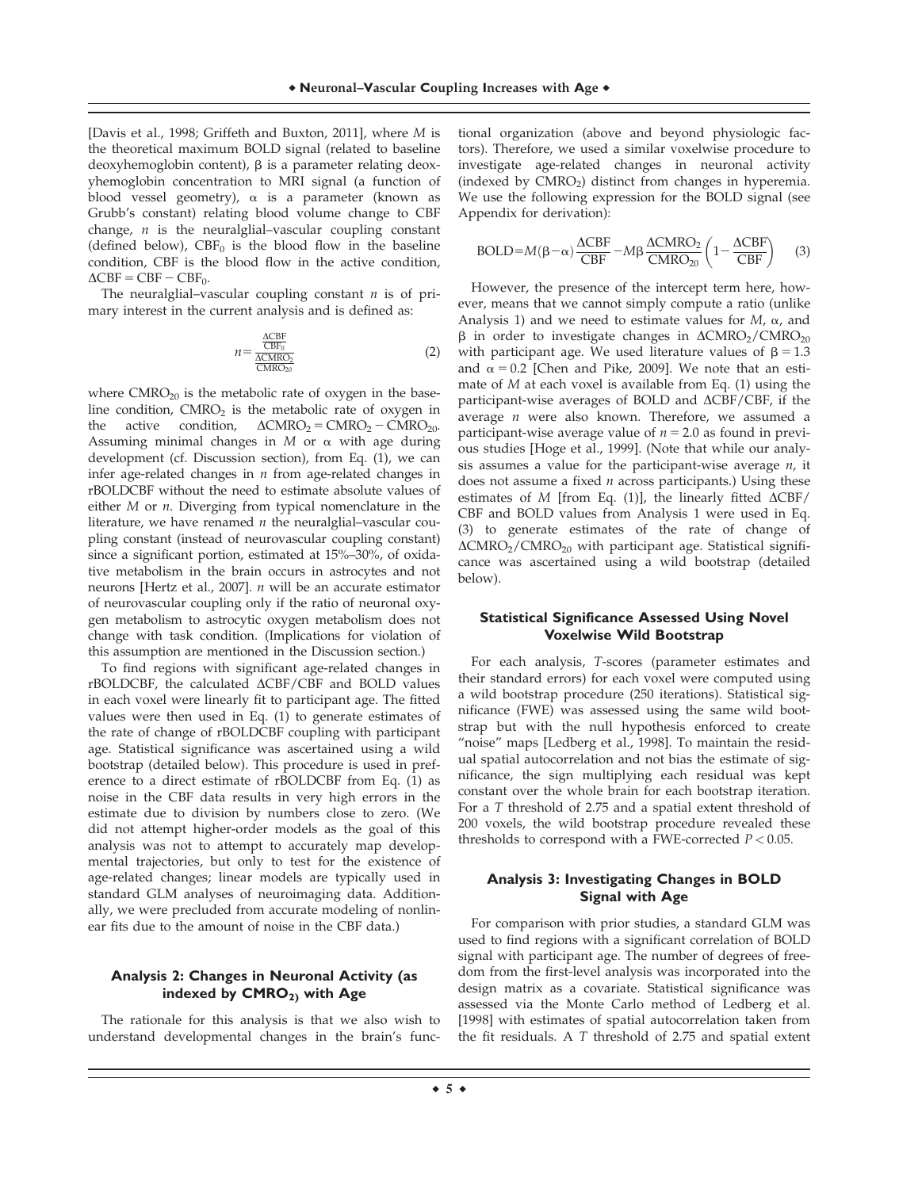[Davis et al., 1998; Griffeth and Buxton, 2011], where $M$ is the theoretical maximum BOLD signal (related to baseline deoxyhemoglobin content), $\beta$ is a parameter relating deoxyhemoglobin concentration to MRI signal (a function of blood vessel geometry), $\alpha$ is a parameter (known as Grubb's constant) relating blood volume change to CBF change, $n$ is the neuralglial–vascular coupling constant (defined below), $CBF_0$ is the blood flow in the baseline condition, CBF is the blood flow in the active condition, $\Delta CBF = CBF - CBF_0$.

The neuralglial–vascular coupling constant $n$ is of primary interest in the current analysis and is defined as:

$$n = \frac{\frac{\Delta CBF}{CBF_0}}{\frac{\Delta CMRO_2}{CMRO_{20}}} \quad (2)$$

where $CMRO_{20}$ is the metabolic rate of oxygen in the baseline condition, $CMRO_2$ is the metabolic rate of oxygen in the active condition, $\Delta CMRO_2 = CMRO_2 - CMRO_{20}$. Assuming minimal changes in $M$ or $\alpha$ with age during development (cf. Discussion section), from Eq. (1), we can infer age-related changes in $n$ from age-related changes in rBOLDCBF without the need to estimate absolute values of either $M$ or $n$. Diverging from typical nomenclature in the literature, we have renamed $n$ the neuralglial–vascular coupling constant (instead of neurovascular coupling constant) since a significant portion, estimated at 15%–30%, of oxidative metabolism in the brain occurs in astrocytes and not neurons [Hertz et al., 2007]. $n$ will be an accurate estimator of neurovascular coupling only if the ratio of neuronal oxygen metabolism to astrocytic oxygen metabolism does not change with task condition. (Implications for violation of this assumption are mentioned in the Discussion section.)

To find regions with significant age-related changes in rBOLDCBF, the calculated $\Delta CBF/CBF$ and BOLD values in each voxel were linearly fit to participant age. The fitted values were then used in Eq. (1) to generate estimates of the rate of change of rBOLDCBF coupling with participant age. Statistical significance was ascertained using a wild bootstrap (detailed below). This procedure is used in preference to a direct estimate of rBOLDCBF from Eq. (1) as noise in the CBF data results in very high errors in the estimate due to division by numbers close to zero. (We did not attempt higher-order models as the goal of this analysis was not to attempt to accurately map developmental trajectories, but only to test for the existence of age-related changes; linear models are typically used in standard GLM analyses of neuroimaging data. Additionally, we were precluded from accurate modeling of nonlinear fits due to the amount of noise in the CBF data.)

### Analysis 2: Changes in Neuronal Activity (as indexed by $CMRO_2$) with Age

The rationale for this analysis is that we also wish to understand developmental changes in the brain's functional organization (above and beyond physiologic factors). Therefore, we used a similar voxelwise procedure to investigate age-related changes in neuronal activity (indexed by $CMRO_2$) distinct from changes in hyperemia. We use the following expression for the BOLD signal (see Appendix for derivation):

$$BOLD = M(\beta - \alpha)\frac{\Delta CBF}{CBF} - M\beta\frac{\Delta CMRO_2}{CMRO_{20}}\left(1 - \frac{\Delta CBF}{CBF}\right) \quad (3)$$

However, the presence of the intercept term here, however, means that we cannot simply compute a ratio (unlike Analysis 1) and we need to estimate values for $M$, $\alpha$, and $\beta$ in order to investigate changes in $\Delta CMRO_2/CMRO_{20}$ with participant age. We used literature values of $\beta = 1.3$ and $\alpha = 0.2$ [Chen and Pike, 2009]. We note that an estimate of $M$ at each voxel is available from Eq. (1) using the participant-wise averages of BOLD and $\Delta CBF/CBF$, if the average $n$ were also known. Therefore, we assumed a participant-wise average value of $n = 2.0$ as found in previous studies [Hoge et al., 1999]. (Note that while our analysis assumes a value for the participant-wise average $n$, it does not assume a fixed $n$ across participants.) Using these estimates of $M$ [from Eq. (1)], the linearly fitted $\Delta CBF/CBF$ and BOLD values from Analysis 1 were used in Eq. (3) to generate estimates of the rate of change of $\Delta CMRO_2/CMRO_{20}$ with participant age. Statistical significance was ascertained using a wild bootstrap (detailed below).

### Statistical Significance Assessed Using Novel Voxelwise Wild Bootstrap

For each analysis, $T$-scores (parameter estimates and their standard errors) for each voxel were computed using a wild bootstrap procedure (250 iterations). Statistical significance (FWE) was assessed using the same wild bootstrap but with the null hypothesis enforced to create "noise" maps [Ledberg et al., 1998]. To maintain the residual spatial autocorrelation and not bias the estimate of significance, the sign multiplying each residual was kept constant over the whole brain for each bootstrap iteration. For a $T$ threshold of 2.75 and a spatial extent threshold of 200 voxels, the wild bootstrap procedure revealed these thresholds to correspond with a FWE-corrected $P < 0.05$.

### Analysis 3: Investigating Changes in BOLD Signal with Age

For comparison with prior studies, a standard GLM was used to find regions with a significant correlation of BOLD signal with participant age. The number of degrees of freedom from the first-level analysis was incorporated into the design matrix as a covariate. Statistical significance was assessed via the Monte Carlo method of Ledberg et al. [1998] with estimates of spatial autocorrelation taken from the fit residuals. A $T$ threshold of 2.75 and spatial extent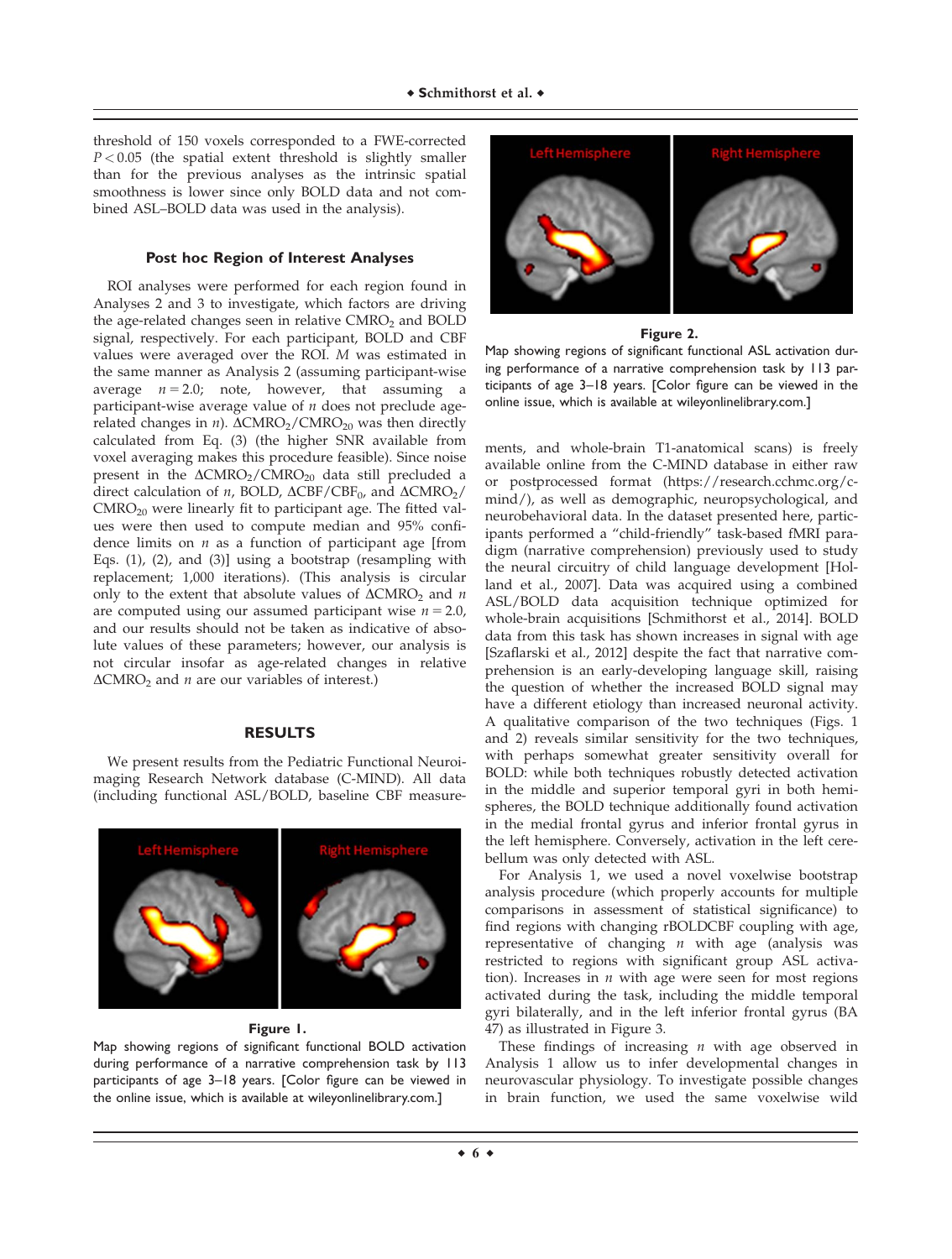threshold of 150 voxels corresponded to a FWE-corrected $P < 0.05$ (the spatial extent threshold is slightly smaller than for the previous analyses as the intrinsic spatial smoothness is lower since only BOLD data and not combined ASL–BOLD data was used in the analysis).

### Post hoc Region of Interest Analyses

ROI analyses were performed for each region found in Analyses 2 and 3 to investigate, which factors are driving the age-related changes seen in relative $CMRO_2$ and BOLD signal, respectively. For each participant, BOLD and CBF values were averaged over the ROI. $M$ was estimated in the same manner as Analysis 2 (assuming participant-wise average $n = 2.0$; note, however, that assuming a participant-wise average value of $n$ does not preclude age-related changes in $n$). $\Delta CMRO_2/CMRO_{20}$ was then directly calculated from Eq. (3) (the higher SNR available from voxel averaging makes this procedure feasible). Since noise present in the $\Delta CMRO_2/CMRO_{20}$ data still precluded a direct calculation of $n$, BOLD, $\Delta CBF/CBF_0$, and $\Delta CMRO_2/CMRO_{20}$ were linearly fit to participant age. The fitted values were then used to compute median and 95% confidence limits on $n$ as a function of participant age [from Eqs. (1), (2), and (3)] using a bootstrap (resampling with replacement; 1,000 iterations). (This analysis is circular only to the extent that absolute values of $\Delta CMRO_2$ and $n$ are computed using our assumed participant wise $n = 2.0$, and our results should not be taken as indicative of absolute values of these parameters; however, our analysis is not circular insofar as age-related changes in relative $\Delta CMRO_2$ and $n$ are our variables of interest.)

## RESULTS

We present results from the Pediatric Functional Neuroimaging Research Network database (C-MIND). All data (including functional ASL/BOLD, baseline CBF measurements, and whole-brain T1-anatomical scans) is freely available online from the C-MIND database in either raw or postprocessed format (https://research.cchmc.org/c-mind/), as well as demographic, neuropsychological, and neurobehavioral data. In the dataset presented here, participants performed a "child-friendly" task-based fMRI paradigm (narrative comprehension) previously used to study the neural circuitry of child language development [Holland et al., 2007]. Data was acquired using a combined ASL/BOLD data acquisition technique optimized for whole-brain acquisitions [Schmithorst et al., 2014]. BOLD data from this task has shown increases in signal with age [Szaflarski et al., 2012] despite the fact that narrative comprehension is an early-developing language skill, raising the question of whether the increased BOLD signal may have a different etiology than increased neuronal activity. A qualitative comparison of the two techniques (Figs. 1 and 2) reveals similar sensitivity for the two techniques, with perhaps somewhat greater sensitivity overall for BOLD: while both techniques robustly detected activation in the middle and superior temporal gyri in both hemispheres, the BOLD technique additionally found activation in the medial frontal gyrus and inferior frontal gyrus in the left hemisphere. Conversely, activation in the left cerebellum was only detected with ASL.

**Figure 1.**
Map showing regions of significant functional BOLD activation during performance of a narrative comprehension task by 113 participants of age 3–18 years. [Color figure can be viewed in the online issue, which is available at wileyonlinelibrary.com.]

**Figure 2.**
Map showing regions of significant functional ASL activation during performance of a narrative comprehension task by 113 participants of age 3–18 years. [Color figure can be viewed in the online issue, which is available at wileyonlinelibrary.com.]

For Analysis 1, we used a novel voxelwise bootstrap analysis procedure (which properly accounts for multiple comparisons in assessment of statistical significance) to find regions with changing rBOLDCBF coupling with age, representative of changing $n$ with age (analysis was restricted to regions with significant group ASL activation). Increases in $n$ with age were seen for most regions activated during the task, including the middle temporal gyri bilaterally, and in the left inferior frontal gyrus (BA 47) as illustrated in Figure 3.

These findings of increasing $n$ with age observed in Analysis 1 allow us to infer developmental changes in neurovascular physiology. To investigate possible changes in brain function, we used the same voxelwise wild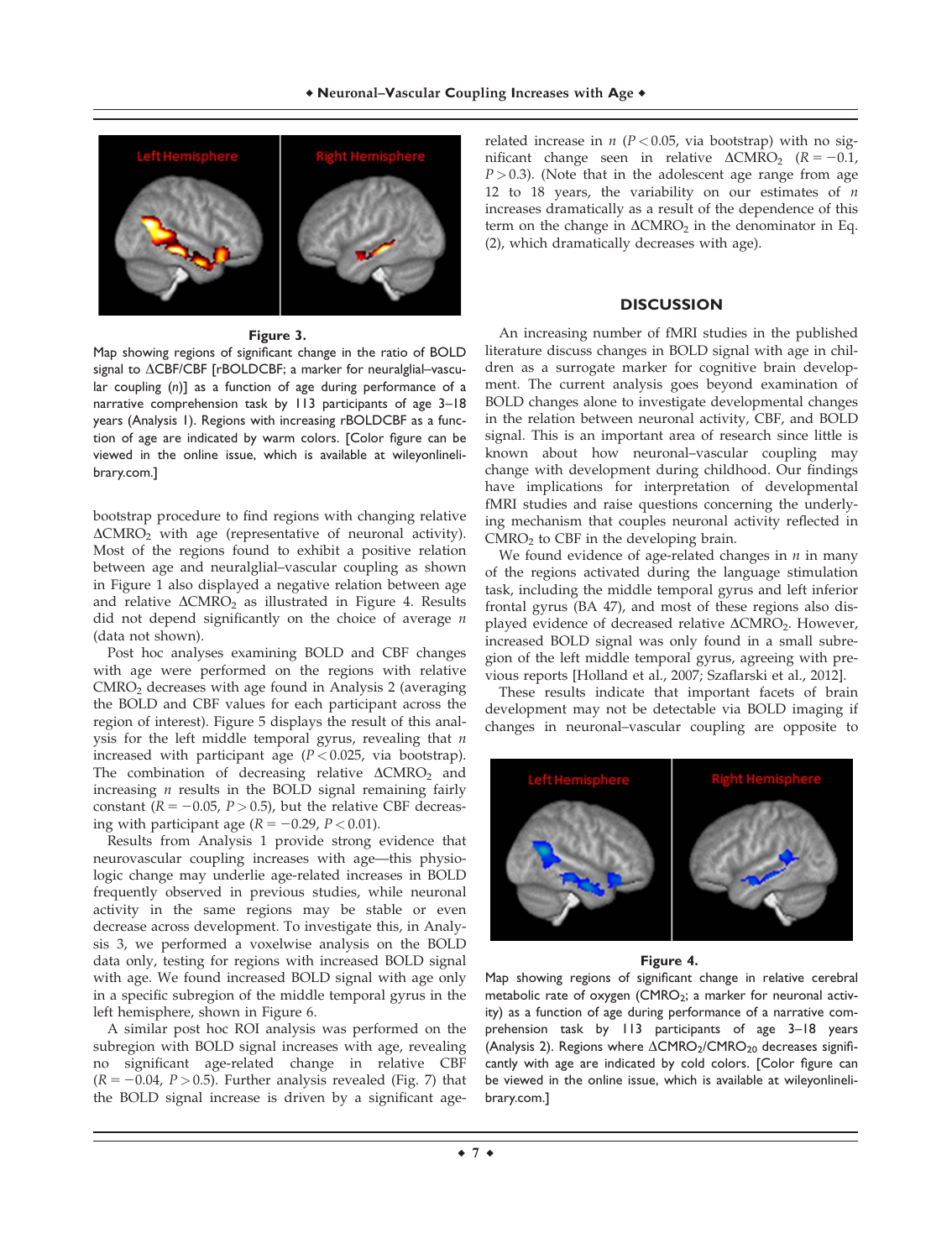**Figure 3.**

Map showing regions of significant change in the ratio of BOLD signal to $\Delta CBF/CBF$ [rBOLDCBF; a marker for neuralglial–vascular coupling ($n$)] as a function of age during performance of a narrative comprehension task by 113 participants of age 3–18 years (Analysis 1). Regions with increasing rBOLDCBF as a function of age are indicated by warm colors. [Color figure can be viewed in the online issue, which is available at wileyonlinelibrary.com.]

bootstrap procedure to find regions with changing relative $\Delta CMRO_2$ with age (representative of neuronal activity). Most of the regions found to exhibit a positive relation between age and neuralglial–vascular coupling as shown in Figure 1 also displayed a negative relation between age and relative $\Delta CMRO_2$ as illustrated in Figure 4. Results did not depend significantly on the choice of average $n$ (data not shown).

Post hoc analyses examining BOLD and CBF changes with age were performed on the regions with relative $CMRO_2$ decreases with age found in Analysis 2 (averaging the BOLD and CBF values for each participant across the region of interest). Figure 5 displays the result of this analysis for the left middle temporal gyrus, revealing that $n$ increased with participant age ($P < 0.025$, via bootstrap). The combination of decreasing relative $\Delta CMRO_2$ and increasing $n$ results in the BOLD signal remaining fairly constant ($R = -0.05$, $P > 0.5$), but the relative CBF decreasing with participant age ($R = -0.29$, $P < 0.01$).

Results from Analysis 1 provide strong evidence that neurovascular coupling increases with age—this physiologic change may underlie age-related increases in BOLD frequently observed in previous studies, while neuronal activity in the same regions may be stable or even decrease across development. To investigate this, in Analysis 3, we performed a voxelwise analysis on the BOLD data only, testing for regions with increased BOLD signal with age. We found increased BOLD signal with age only in a specific subregion of the middle temporal gyrus in the left hemisphere, shown in Figure 6.

A similar post hoc ROI analysis was performed on the subregion with BOLD signal increases with age, revealing no significant age-related change in relative CBF ($R = -0.04$, $P > 0.5$). Further analysis revealed (Fig. 7) that the BOLD signal increase is driven by a significant age-related increase in $n$ ($P < 0.05$, via bootstrap) with no significant change seen in relative $\Delta CMRO_2$ ($R = -0.1$, $P > 0.3$). (Note that in the adolescent age range from age 12 to 18 years, the variability on our estimates of $n$ increases dramatically as a result of the dependence of this term on the change in $\Delta CMRO_2$ in the denominator in Eq. (2), which dramatically decreases with age).

## DISCUSSION

An increasing number of fMRI studies in the published literature discuss changes in BOLD signal with age in children as a surrogate marker for cognitive brain development. The current analysis goes beyond examination of BOLD changes alone to investigate developmental changes in the relation between neuronal activity, CBF, and BOLD signal. This is an important area of research since little is known about how neuronal–vascular coupling may change with development during childhood. Our findings have implications for interpretation of developmental fMRI studies and raise questions concerning the underlying mechanism that couples neuronal activity reflected in $CMRO_2$ to CBF in the developing brain.

We found evidence of age-related changes in $n$ in many of the regions activated during the language stimulation task, including the middle temporal gyrus and left inferior frontal gyrus (BA 47), and most of these regions also displayed evidence of decreased relative $\Delta CMRO_2$. However, increased BOLD signal was only found in a small subregion of the left middle temporal gyrus, agreeing with previous reports [Holland et al., 2007; Szaflarski et al., 2012].

These results indicate that important facets of brain development may not be detectable via BOLD imaging if changes in neuronal–vascular coupling are opposite to

**Figure 4.**

Map showing regions of significant change in relative cerebral metabolic rate of oxygen ($CMRO_2$; a marker for neuronal activity) as a function of age during performance of a narrative comprehension task by 113 participants of age 3–18 years (Analysis 2). Regions where $\Delta CMRO_2/CMRO_{20}$ decreases significantly with age are indicated by cold colors. [Color figure can be viewed in the online issue, which is available at wileyonlinelibrary.com.]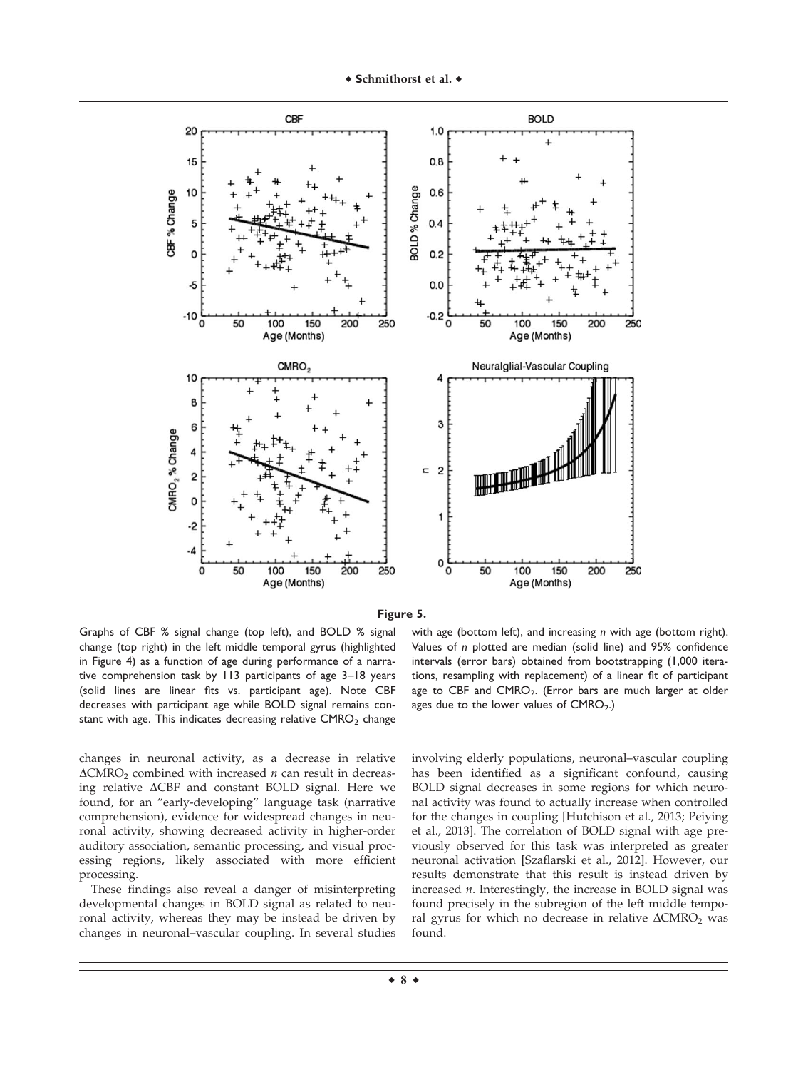**Figure 5.**

Graphs of CBF % signal change (top left), and BOLD % signal change (top right) in the left middle temporal gyrus (highlighted in Figure 4) as a function of age during performance of a narrative comprehension task by 113 participants of age 3–18 years (solid lines are linear fits vs. participant age). Note CBF decreases with participant age while BOLD signal remains constant with age. This indicates decreasing relative $CMRO_2$ change with age (bottom left), and increasing $n$ with age (bottom right). Values of $n$ plotted are median (solid line) and 95% confidence intervals (error bars) obtained from bootstrapping (1,000 iterations, resampling with replacement) of a linear fit of participant age to CBF and $CMRO_2$. (Error bars are much larger at older ages due to the lower values of $CMRO_2$.)

changes in neuronal activity, as a decrease in relative $\Delta CMRO_2$ combined with increased $n$ can result in decreasing relative $\Delta CBF$ and constant BOLD signal. Here we found, for an "early-developing" language task (narrative comprehension), evidence for widespread changes in neuronal activity, showing decreased activity in higher-order auditory association, semantic processing, and visual processing regions, likely associated with more efficient processing.

These findings also reveal a danger of misinterpreting developmental changes in BOLD signal as related to neuronal activity, whereas they may be instead be driven by changes in neuronal–vascular coupling. In several studies involving elderly populations, neuronal–vascular coupling has been identified as a significant confound, causing BOLD signal decreases in some regions for which neuronal activity was found to actually increase when controlled for the changes in coupling [Hutchison et al., 2013; Peiying et al., 2013]. The correlation of BOLD signal with age previously observed for this task was interpreted as greater neuronal activation [Szaflarski et al., 2012]. However, our results demonstrate that this result is instead driven by increased $n$. Interestingly, the increase in BOLD signal was found precisely in the subregion of the left middle temporal gyrus for which no decrease in relative $\Delta CMRO_2$ was found.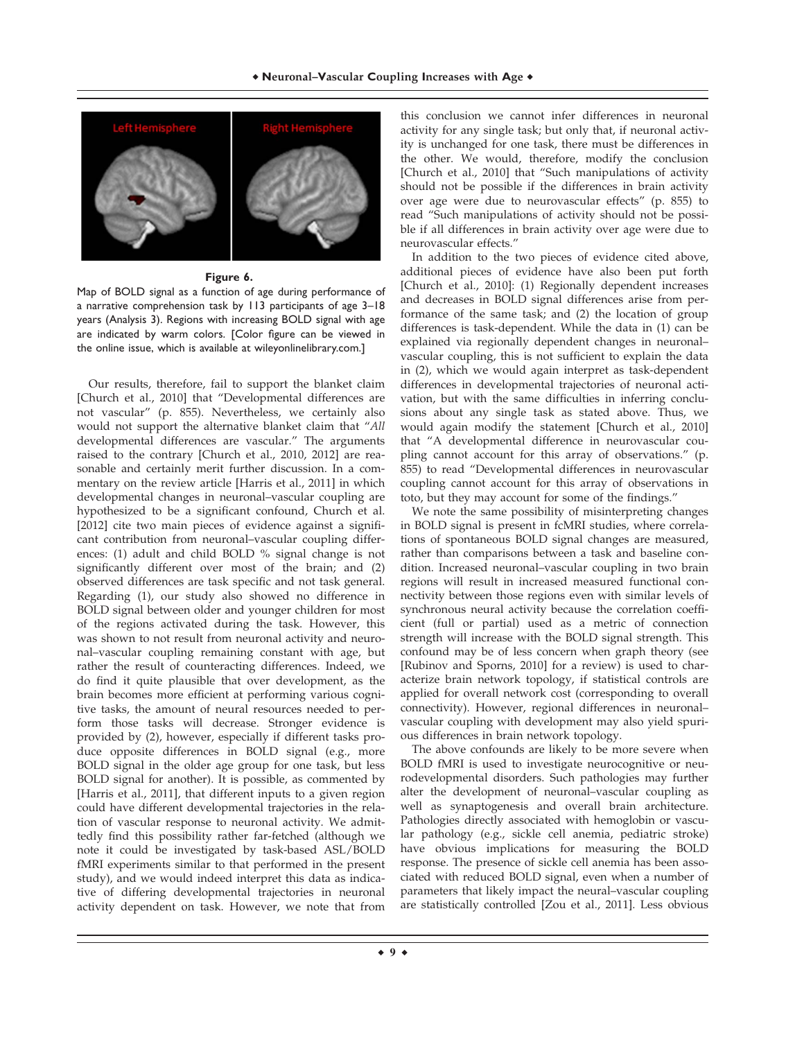**Figure 6.**

Map of BOLD signal as a function of age during performance of a narrative comprehension task by 113 participants of age 3–18 years (Analysis 3). Regions with increasing BOLD signal with age are indicated by warm colors. [Color figure can be viewed in the online issue, which is available at wileyonlinelibrary.com.]

Our results, therefore, fail to support the blanket claim [Church et al., 2010] that "Developmental differences are not vascular" (p. 855). Nevertheless, we certainly also would not support the alternative blanket claim that "*All* developmental differences are vascular." The arguments raised to the contrary [Church et al., 2010, 2012] are reasonable and certainly merit further discussion. In a commentary on the review article [Harris et al., 2011] in which developmental changes in neuronal–vascular coupling are hypothesized to be a significant confound, Church et al. [2012] cite two main pieces of evidence against a significant contribution from neuronal–vascular coupling differences: (1) adult and child BOLD % signal change is not significantly different over most of the brain; and (2) observed differences are task specific and not task general. Regarding (1), our study also showed no difference in BOLD signal between older and younger children for most of the regions activated during the task. However, this was shown to not result from neuronal activity and neuronal–vascular coupling remaining constant with age, but rather the result of counteracting differences. Indeed, we do find it quite plausible that over development, as the brain becomes more efficient at performing various cognitive tasks, the amount of neural resources needed to perform those tasks will decrease. Stronger evidence is provided by (2), however, especially if different tasks produce opposite differences in BOLD signal (e.g., more BOLD signal in the older age group for one task, but less BOLD signal for another). It is possible, as commented by [Harris et al., 2011], that different inputs to a given region could have different developmental trajectories in the relation of vascular response to neuronal activity. We admittedly find this possibility rather far-fetched (although we note it could be investigated by task-based ASL/BOLD fMRI experiments similar to that performed in the present study), and we would indeed interpret this data as indicative of differing developmental trajectories in neuronal activity dependent on task. However, we note that from this conclusion we cannot infer differences in neuronal activity for any single task; but only that, if neuronal activity is unchanged for one task, there must be differences in the other. We would, therefore, modify the conclusion [Church et al., 2010] that "Such manipulations of activity should not be possible if the differences in brain activity over age were due to neurovascular effects" (p. 855) to read "Such manipulations of activity should not be possible if all differences in brain activity over age were due to neurovascular effects."

In addition to the two pieces of evidence cited above, additional pieces of evidence have also been put forth [Church et al., 2010]: (1) Regionally dependent increases and decreases in BOLD signal differences arise from performance of the same task; and (2) the location of group differences is task-dependent. While the data in (1) can be explained via regionally dependent changes in neuronal–vascular coupling, this is not sufficient to explain the data in (2), which we would again interpret as task-dependent differences in developmental trajectories of neuronal activation, but with the same difficulties in inferring conclusions about any single task as stated above. Thus, we would again modify the statement [Church et al., 2010] that "A developmental difference in neurovascular coupling cannot account for this array of observations." (p. 855) to read "Developmental differences in neurovascular coupling cannot account for this array of observations in toto, but they may account for some of the findings."

We note the same possibility of misinterpreting changes in BOLD signal is present in fcMRI studies, where correlations of spontaneous BOLD signal changes are measured, rather than comparisons between a task and baseline condition. Increased neuronal–vascular coupling in two brain regions will result in increased measured functional connectivity between those regions even with similar levels of synchronous neural activity because the correlation coefficient (full or partial) used as a metric of connection strength will increase with the BOLD signal strength. This confound may be of less concern when graph theory (see [Rubinov and Sporns, 2010] for a review) is used to characterize brain network topology, if statistical controls are applied for overall network cost (corresponding to overall connectivity). However, regional differences in neuronal–vascular coupling with development may also yield spurious differences in brain network topology.

The above confounds are likely to be more severe when BOLD fMRI is used to investigate neurocognitive or neurodevelopmental disorders. Such pathologies may further alter the development of neuronal–vascular coupling as well as synaptogenesis and overall brain architecture. Pathologies directly associated with hemoglobin or vascular pathology (e.g., sickle cell anemia, pediatric stroke) have obvious implications for measuring the BOLD response. The presence of sickle cell anemia has been associated with reduced BOLD signal, even when a number of parameters that likely impact the neural–vascular coupling are statistically controlled [Zou et al., 2011]. Less obvious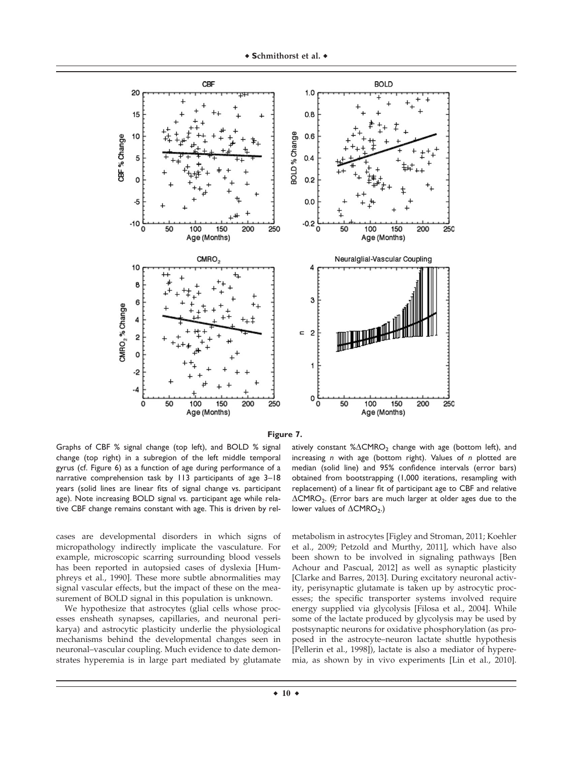**Figure 7.**

Graphs of CBF % signal change (top left), and BOLD % signal change (top right) in a subregion of the left middle temporal gyrus (cf. Figure 6) as a function of age during performance of a narrative comprehension task by 113 participants of age 3–18 years (solid lines are linear fits of signal change vs. participant age). Note increasing BOLD signal vs. participant age while relative CBF change remains constant with age. This is driven by relatively constant $\%\Delta CMRO_2$ change with age (bottom left), and increasing *n* with age (bottom right). Values of *n* plotted are median (solid line) and 95% confidence intervals (error bars) obtained from bootstrapping (1,000 iterations, resampling with replacement) of a linear fit of participant age to CBF and relative $\Delta CMRO_2$. (Error bars are much larger at older ages due to the lower values of $\Delta CMRO_2$.)

cases are developmental disorders in which signs of micropathology indirectly implicate the vasculature. For example, microscopic scarring surrounding blood vessels has been reported in autopsied cases of dyslexia [Humphreys et al., 1990]. These more subtle abnormalities may signal vascular effects, but the impact of these on the measurement of BOLD signal in this population is unknown.

We hypothesize that astrocytes (glial cells whose processes ensheath synapses, capillaries, and neuronal perikarya) and astrocytic plasticity underlie the physiological mechanisms behind the developmental changes seen in neuronal–vascular coupling. Much evidence to date demonstrates hyperemia is in large part mediated by glutamate metabolism in astrocytes [Figley and Stroman, 2011; Koehler et al., 2009; Petzold and Murthy, 2011], which have also been shown to be involved in signaling pathways [Ben Achour and Pascual, 2012] as well as synaptic plasticity [Clarke and Barres, 2013]. During excitatory neuronal activity, perisynaptic glutamate is taken up by astrocytic processes; the specific transporter systems involved require energy supplied via glycolysis [Filosa et al., 2004]. While some of the lactate produced by glycolysis may be used by postsynaptic neurons for oxidative phosphorylation (as proposed in the astrocyte–neuron lactate shuttle hypothesis [Pellerin et al., 1998]), lactate is also a mediator of hyperemia, as shown by in vivo experiments [Lin et al., 2010].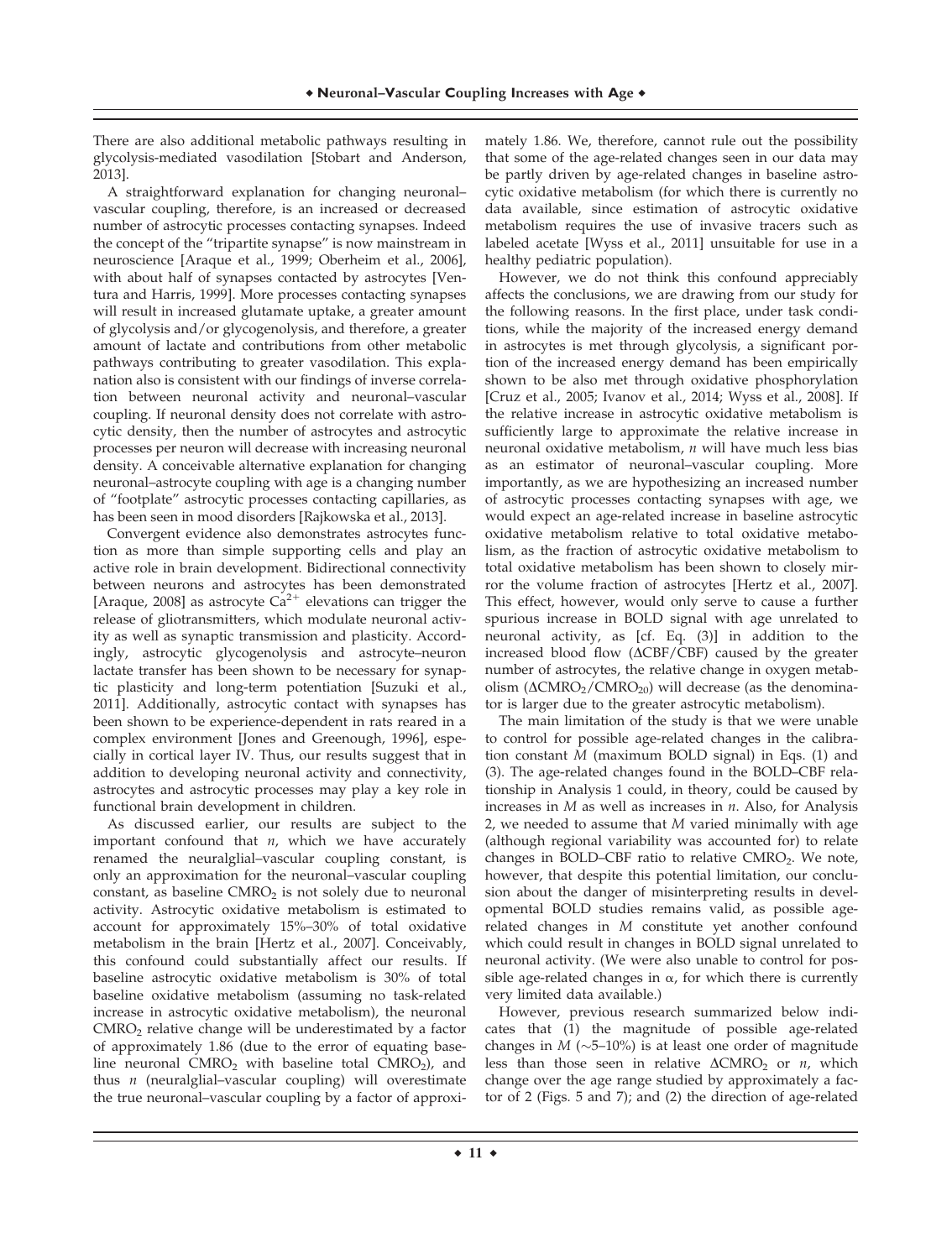There are also additional metabolic pathways resulting in glycolysis-mediated vasodilation [Stobart and Anderson, 2013].

A straightforward explanation for changing neuronal–vascular coupling, therefore, is an increased or decreased number of astrocytic processes contacting synapses. Indeed the concept of the "tripartite synapse" is now mainstream in neuroscience [Araque et al., 1999; Oberheim et al., 2006], with about half of synapses contacted by astrocytes [Ventura and Harris, 1999]. More processes contacting synapses will result in increased glutamate uptake, a greater amount of glycolysis and/or glycogenolysis, and therefore, a greater amount of lactate and contributions from other metabolic pathways contributing to greater vasodilation. This explanation also is consistent with our findings of inverse correlation between neuronal activity and neuronal–vascular coupling. If neuronal density does not correlate with astrocytic density, then the number of astrocytes and astrocytic processes per neuron will decrease with increasing neuronal density. A conceivable alternative explanation for changing neuronal–astrocyte coupling with age is a changing number of "footplate" astrocytic processes contacting capillaries, as has been seen in mood disorders [Rajkowska et al., 2013].

Convergent evidence also demonstrates astrocytes function as more than simple supporting cells and play an active role in brain development. Bidirectional connectivity between neurons and astrocytes has been demonstrated [Araque, 2008] as astrocyte $Ca^{2+}$ elevations can trigger the release of gliotransmitters, which modulate neuronal activity as well as synaptic transmission and plasticity. Accordingly, astrocytic glycogenolysis and astrocyte–neuron lactate transfer has been shown to be necessary for synaptic plasticity and long-term potentiation [Suzuki et al., 2011]. Additionally, astrocytic contact with synapses has been shown to be experience-dependent in rats reared in a complex environment [Jones and Greenough, 1996], especially in cortical layer IV. Thus, our results suggest that in addition to developing neuronal activity and connectivity, astrocytes and astrocytic processes may play a key role in functional brain development in children.

As discussed earlier, our results are subject to the important confound that $n$, which we have accurately renamed the neuralglial–vascular coupling constant, is only an approximation for the neuronal–vascular coupling constant, as baseline $CMRO_2$ is not solely due to neuronal activity. Astrocytic oxidative metabolism is estimated to account for approximately 15%–30% of total oxidative metabolism in the brain [Hertz et al., 2007]. Conceivably, this confound could substantially affect our results. If baseline astrocytic oxidative metabolism is 30% of total baseline oxidative metabolism (assuming no task-related increase in astrocytic oxidative metabolism), the neuronal $CMRO_2$ relative change will be underestimated by a factor of approximately 1.86 (due to the error of equating baseline neuronal $CMRO_2$ with baseline total $CMRO_2$), and thus $n$ (neuralglial–vascular coupling) will overestimate the true neuronal–vascular coupling by a factor of approximately 1.86. We, therefore, cannot rule out the possibility that some of the age-related changes seen in our data may be partly driven by age-related changes in baseline astrocytic oxidative metabolism (for which there is currently no data available, since estimation of astrocytic oxidative metabolism requires the use of invasive tracers such as labeled acetate [Wyss et al., 2011] unsuitable for use in a healthy pediatric population).

However, we do not think this confound appreciably affects the conclusions, we are drawing from our study for the following reasons. In the first place, under task conditions, while the majority of the increased energy demand in astrocytes is met through glycolysis, a significant portion of the increased energy demand has been empirically shown to be also met through oxidative phosphorylation [Cruz et al., 2005; Ivanov et al., 2014; Wyss et al., 2008]. If the relative increase in astrocytic oxidative metabolism is sufficiently large to approximate the relative increase in neuronal oxidative metabolism, $n$ will have much less bias as an estimator of neuronal–vascular coupling. More importantly, as we are hypothesizing an increased number of astrocytic processes contacting synapses with age, we would expect an age-related increase in baseline astrocytic oxidative metabolism relative to total oxidative metabolism, as the fraction of astrocytic oxidative metabolism to total oxidative metabolism has been shown to closely mirror the volume fraction of astrocytes [Hertz et al., 2007]. This effect, however, would only serve to cause a further spurious increase in BOLD signal with age unrelated to neuronal activity, as [cf. Eq. (3)] in addition to the increased blood flow ($\Delta CBF/CBF$) caused by the greater number of astrocytes, the relative change in oxygen metabolism ($\Delta CMRO_2/CMRO_{20}$) will decrease (as the denominator is larger due to the greater astrocytic metabolism).

The main limitation of the study is that we were unable to control for possible age-related changes in the calibration constant $M$ (maximum BOLD signal) in Eqs. (1) and (3). The age-related changes found in the BOLD–CBF relationship in Analysis 1 could, in theory, could be caused by increases in $M$ as well as increases in $n$. Also, for Analysis 2, we needed to assume that $M$ varied minimally with age (although regional variability was accounted for) to relate changes in BOLD–CBF ratio to relative $CMRO_2$. We note, however, that despite this potential limitation, our conclusion about the danger of misinterpreting results in developmental BOLD studies remains valid, as possible age-related changes in $M$ constitute yet another confound which could result in changes in BOLD signal unrelated to neuronal activity. (We were also unable to control for possible age-related changes in $\alpha$, for which there is currently very limited data available.)

However, previous research summarized below indicates that (1) the magnitude of possible age-related changes in $M$ (~5–10%) is at least one order of magnitude less than those seen in relative $\Delta CMRO_2$ or $n$, which change over the age range studied by approximately a factor of 2 (Figs. 5 and 7); and (2) the direction of age-related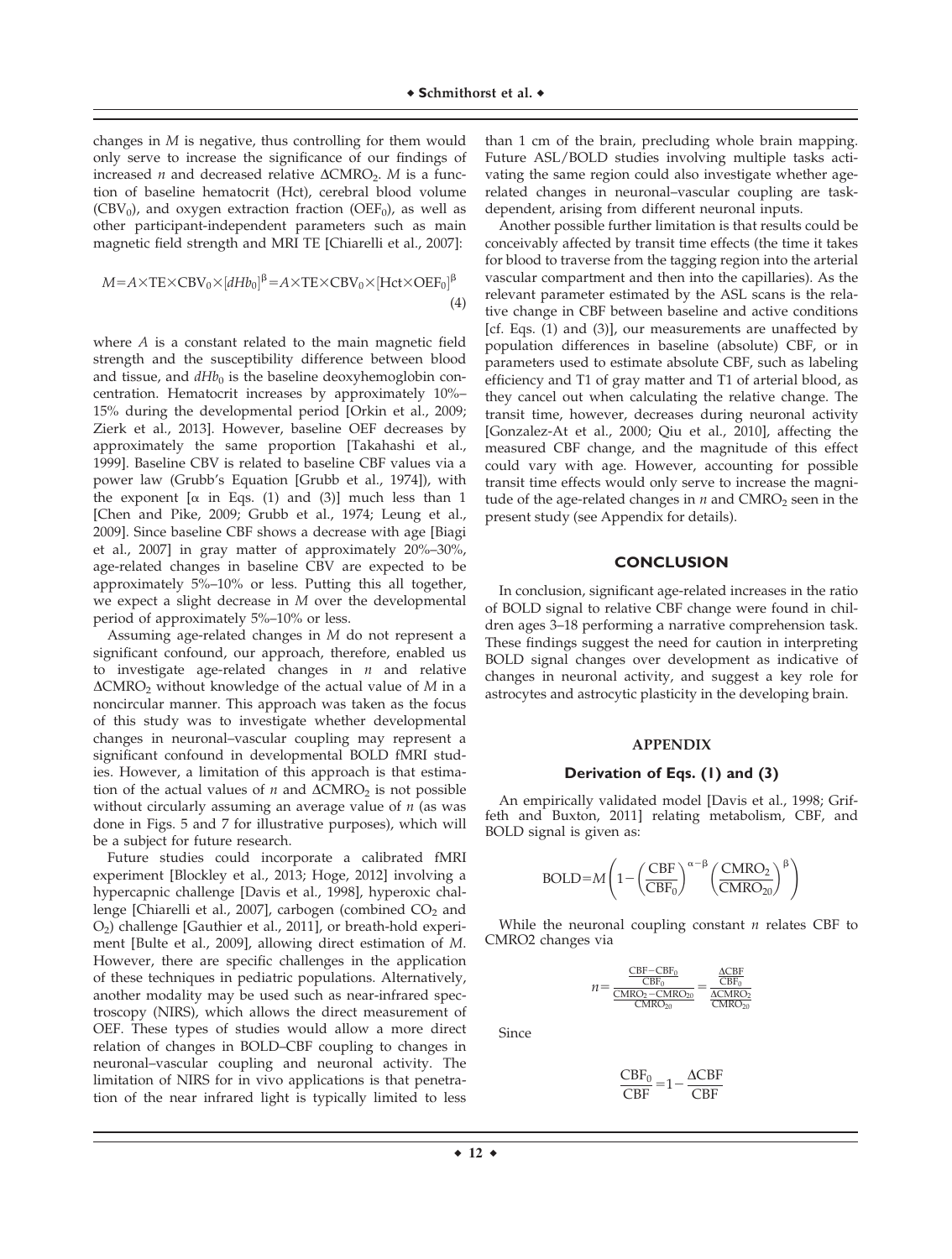changes in $M$ is negative, thus controlling for them would only serve to increase the significance of our findings of increased $n$ and decreased relative $\Delta CMRO_2$. $M$ is a function of baseline hematocrit (Hct), cerebral blood volume ($CBV_0$), and oxygen extraction fraction ($OEF_0$), as well as other participant-independent parameters such as main magnetic field strength and MRI TE [Chiarelli et al., 2007]:

$$M = A \times TE \times CBV_0 \times [dHb_0]^{\beta} = A \times TE \times CBV_0 \times [Hct \times OEF_0]^{\beta} \quad (4)$$

where $A$ is a constant related to the main magnetic field strength and the susceptibility difference between blood and tissue, and $dHb_0$ is the baseline deoxyhemoglobin concentration. Hematocrit increases by approximately 10%–15% during the developmental period [Orkin et al., 2009; Zierk et al., 2013]. However, baseline OEF decreases by approximately the same proportion [Takahashi et al., 1999]. Baseline CBV is related to baseline CBF values via a power law (Grubb's Equation [Grubb et al., 1974]), with the exponent [$\alpha$ in Eqs. (1) and (3)] much less than 1 [Chen and Pike, 2009; Grubb et al., 1974; Leung et al., 2009]. Since baseline CBF shows a decrease with age [Biagi et al., 2007] in gray matter of approximately 20%–30%, age-related changes in baseline CBV are expected to be approximately 5%–10% or less. Putting this all together, we expect a slight decrease in $M$ over the developmental period of approximately 5%–10% or less.

Assuming age-related changes in $M$ do not represent a significant confound, our approach, therefore, enabled us to investigate age-related changes in $n$ and relative $\Delta CMRO_2$ without knowledge of the actual value of $M$ in a noncircular manner. This approach was taken as the focus of this study was to investigate whether developmental changes in neuronal–vascular coupling may represent a significant confound in developmental BOLD fMRI studies. However, a limitation of this approach is that estimation of the actual values of $n$ and $\Delta CMRO_2$ is not possible without circularly assuming an average value of $n$ (as was done in Figs. 5 and 7 for illustrative purposes), which will be a subject for future research.

Future studies could incorporate a calibrated fMRI experiment [Blockley et al., 2013; Hoge, 2012] involving a hypercapnic challenge [Davis et al., 1998], hyperoxic challenge [Chiarelli et al., 2007], carbogen (combined $CO_2$ and $O_2$) challenge [Gauthier et al., 2011], or breath-hold experiment [Bulte et al., 2009], allowing direct estimation of $M$. However, there are specific challenges in the application of these techniques in pediatric populations. Alternatively, another modality may be used such as near-infrared spectroscopy (NIRS), which allows the direct measurement of OEF. These types of studies would allow a more direct relation of changes in BOLD–CBF coupling to changes in neuronal–vascular coupling and neuronal activity. The limitation of NIRS for in vivo applications is that penetration of the near infrared light is typically limited to less than 1 cm of the brain, precluding whole brain mapping. Future ASL/BOLD studies involving multiple tasks activating the same region could also investigate whether age-related changes in neuronal–vascular coupling are task-dependent, arising from different neuronal inputs.

Another possible further limitation is that results could be conceivably affected by transit time effects (the time it takes for blood to traverse from the tagging region into the arterial vascular compartment and then into the capillaries). As the relevant parameter estimated by the ASL scans is the relative change in CBF between baseline and active conditions [cf. Eqs. (1) and (3)], our measurements are unaffected by population differences in baseline (absolute) CBF, or in parameters used to estimate absolute CBF, such as labeling efficiency and T1 of gray matter and T1 of arterial blood, as they cancel out when calculating the relative change. The transit time, however, decreases during neuronal activity [Gonzalez-At et al., 2000; Qiu et al., 2010], affecting the measured CBF change, and the magnitude of this effect could vary with age. However, accounting for possible transit time effects would only serve to increase the magnitude of the age-related changes in $n$ and $CMRO_2$ seen in the present study (see Appendix for details).

## CONCLUSION

In conclusion, significant age-related increases in the ratio of BOLD signal to relative CBF change were found in children ages 3–18 performing a narrative comprehension task. These findings suggest the need for caution in interpreting BOLD signal changes over development as indicative of changes in neuronal activity, and suggest a key role for astrocytes and astrocytic plasticity in the developing brain.

## APPENDIX

### Derivation of Eqs. (1) and (3)

An empirically validated model [Davis et al., 1998; Griffeth and Buxton, 2011] relating metabolism, CBF, and BOLD signal is given as:

$$BOLD = M\left(1 - \left(\frac{CBF}{CBF_0}\right)^{\alpha-\beta}\left(\frac{CMRO_2}{CMRO_{20}}\right)^{\beta}\right)$$

While the neuronal coupling constant $n$ relates CBF to CMRO2 changes via

$$n = \frac{\frac{CBF - CBF_0}{CBF_0}}{\frac{CMRO_2 - CMRO_{20}}{CMRO_{20}}} = \frac{\frac{\Delta CBF}{CBF_0}}{\frac{\Delta CMRO_2}{CMRO_{20}}}$$

Since

$$\frac{CBF_0}{CBF} = 1 - \frac{\Delta CBF}{CBF}$$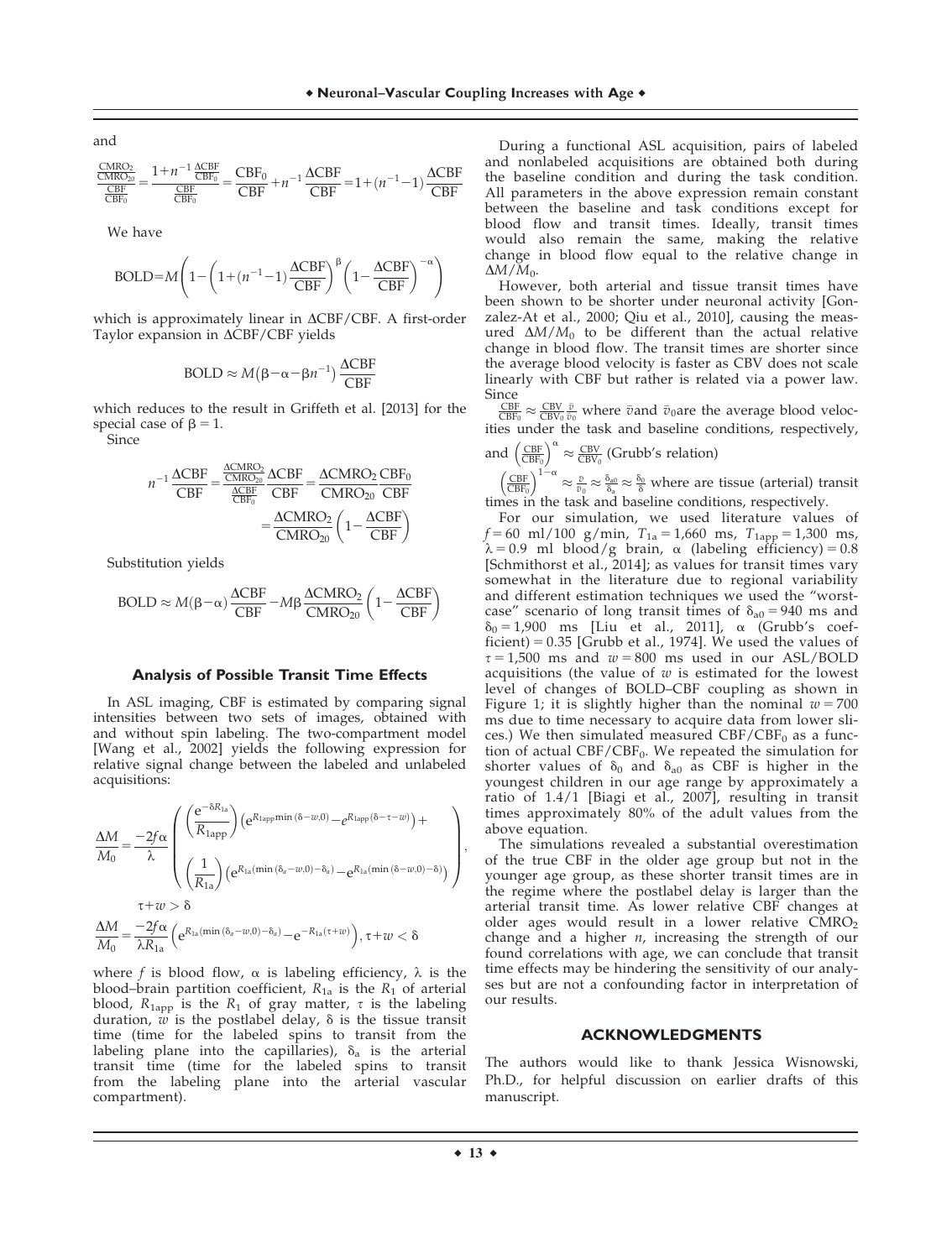and

$$\frac{\frac{CMRO_2}{CMRO_{20}}}{\frac{CBF}{CBF_0}} = \frac{1+n^{-1}\frac{\Delta CBF}{CBF_0}}{\frac{CBF}{CBF_0}} = \frac{CBF_0}{CBF} + n^{-1}\frac{\Delta CBF}{CBF} = 1 + (n^{-1}-1)\frac{\Delta CBF}{CBF}$$

We have

$$BOLD = M\left(1 - \left(1+(n^{-1}-1)\frac{\Delta CBF}{CBF}\right)^{\beta}\left(1-\frac{\Delta CBF}{CBF}\right)^{-\alpha}\right)$$

which is approximately linear in $\Delta CBF/CBF$. A first-order Taylor expansion in $\Delta CBF/CBF$ yields

$$BOLD \approx M(\beta - \alpha - \beta n^{-1})\frac{\Delta CBF}{CBF}$$

which reduces to the result in Griffeth et al. [2013] for the special case of $\beta = 1$.

Since

$$n^{-1}\frac{\Delta CBF}{CBF} = \frac{\frac{\Delta CMRO_2}{CMRO_{20}}}{\frac{\Delta CBF}{CBF_0}}\frac{\Delta CBF}{CBF} = \frac{\Delta CMRO_2}{CMRO_{20}}\frac{CBF_0}{CBF}$$
$$= \frac{\Delta CMRO_2}{CMRO_{20}}\left(1-\frac{\Delta CBF}{CBF}\right)$$

Substitution yields

$$BOLD \approx M(\beta - \alpha)\frac{\Delta CBF}{CBF} - M\beta\frac{\Delta CMRO_2}{CMRO_{20}}\left(1-\frac{\Delta CBF}{CBF}\right)$$

### Analysis of Possible Transit Time Effects

In ASL imaging, CBF is estimated by comparing signal intensities between two sets of images, obtained with and without spin labeling. The two-compartment model [Wang et al., 2002] yields the following expression for relative signal change between the labeled and unlabeled acquisitions:

$$\frac{\Delta M}{M_0} = \frac{-2f\alpha}{\lambda}\left(\begin{array}{l}\left(\frac{e^{-\delta R_{1a}}}{R_{1app}}\right)\left(e^{R_{1app}\min(\delta-w,0)} - e^{R_{1app}(\delta-\tau-w)}\right) + \\ \left(\frac{1}{R_{1a}}\right)\left(e^{R_{1a}(\min(\delta_a-w,0)-\delta_a)} - e^{R_{1a}(\min(\delta-w,0)-\delta)}\right)\end{array}\right),$$
$$\tau + w > \delta$$

$$\frac{\Delta M}{M_0} = \frac{-2f\alpha}{\lambda R_{1a}}\left(e^{R_{1a}(\min(\delta_a-w,0)-\delta_a)} - e^{-R_{1a}(\tau+w)}\right), \tau + w < \delta$$

where $f$ is blood flow, $\alpha$ is labeling efficiency, $\lambda$ is the blood–brain partition coefficient, $R_{1a}$ is the $R_1$ of arterial blood, $R_{1app}$ is the $R_1$ of gray matter, $\tau$ is the labeling duration, $w$ is the postlabel delay, $\delta$ is the tissue transit time (time for the labeled spins to transit from the labeling plane into the capillaries), $\delta_a$ is the arterial transit time (time for the labeled spins to transit from the labeling plane into the arterial vascular compartment).

During a functional ASL acquisition, pairs of labeled and nonlabeled acquisitions are obtained both during the baseline condition and during the task condition. All parameters in the above expression remain constant between the baseline and task conditions except for blood flow and transit times. Ideally, transit times would also remain the same, making the relative change in blood flow equal to the relative change in $\Delta M/M_0$.

However, both arterial and tissue transit times have been shown to be shorter under neuronal activity [Gonzalez-At et al., 2000; Qiu et al., 2010], causing the measured $\Delta M/M_0$ to be different than the actual relative change in blood flow. The transit times are shorter since the average blood velocity is faster as CBV does not scale linearly with CBF but rather is related via a power law. Since $\frac{CBF}{CBF_0} \approx \frac{CBV}{CBV_0}\frac{\bar{v}}{\bar{v}_0}$ where $\bar{v}$ and $\bar{v}_0$ are the average blood velocities under the task and baseline conditions, respectively, and $\left(\frac{CBF}{CBF_0}\right)^{\alpha} \approx \frac{CBV}{CBV_0}$ (Grubb's relation)

$\left(\frac{CBF}{CBF_0}\right)^{1-\alpha} \approx \frac{\bar{v}}{\bar{v}_0} \approx \frac{\delta_{a0}}{\delta_a} \approx \frac{\delta_0}{\delta}$ where are tissue (arterial) transit times in the task and baseline conditions, respectively.

For our simulation, we used literature values of $f = 60$ ml/100 g/min, $T_{1a} = 1{,}660$ ms, $T_{1app} = 1{,}300$ ms, $\lambda = 0.9$ ml blood/g brain, $\alpha$ (labeling efficiency) = 0.8 [Schmithorst et al., 2014]; as values for transit times vary somewhat in the literature due to regional variability and different estimation techniques we used the "worst-case" scenario of long transit times of $\delta_{a0} = 940$ ms and $\delta_0 = 1{,}900$ ms [Liu et al., 2011], $\alpha$ (Grubb's coefficient) = 0.35 [Grubb et al., 1974]. We used the values of $\tau = 1{,}500$ ms and $w = 800$ ms used in our ASL/BOLD acquisitions (the value of $w$ is estimated for the lowest level of changes of BOLD–CBF coupling as shown in Figure 1; it is slightly higher than the nominal $w = 700$ ms due to time necessary to acquire data from lower slices.) We then simulated measured $CBF/CBF_0$ as a function of actual $CBF/CBF_0$. We repeated the simulation for shorter values of $\delta_0$ and $\delta_{a0}$ as CBF is higher in the youngest children in our age range by approximately a ratio of 1.4/1 [Biagi et al., 2007], resulting in transit times approximately 80% of the adult values from the above equation.

The simulations revealed a substantial overestimation of the true CBF in the older age group but not in the younger age group, as these shorter transit times are in the regime where the postlabel delay is larger than the arterial transit time. As lower relative CBF changes at older ages would result in a lower relative $CMRO_2$ change and a higher $n$, increasing the strength of our found correlations with age, we can conclude that transit time effects may be hindering the sensitivity of our analyses but are not a confounding factor in interpretation of our results.

## ACKNOWLEDGMENTS

The authors would like to thank Jessica Wisnowski, Ph.D., for helpful discussion on earlier drafts of this manuscript.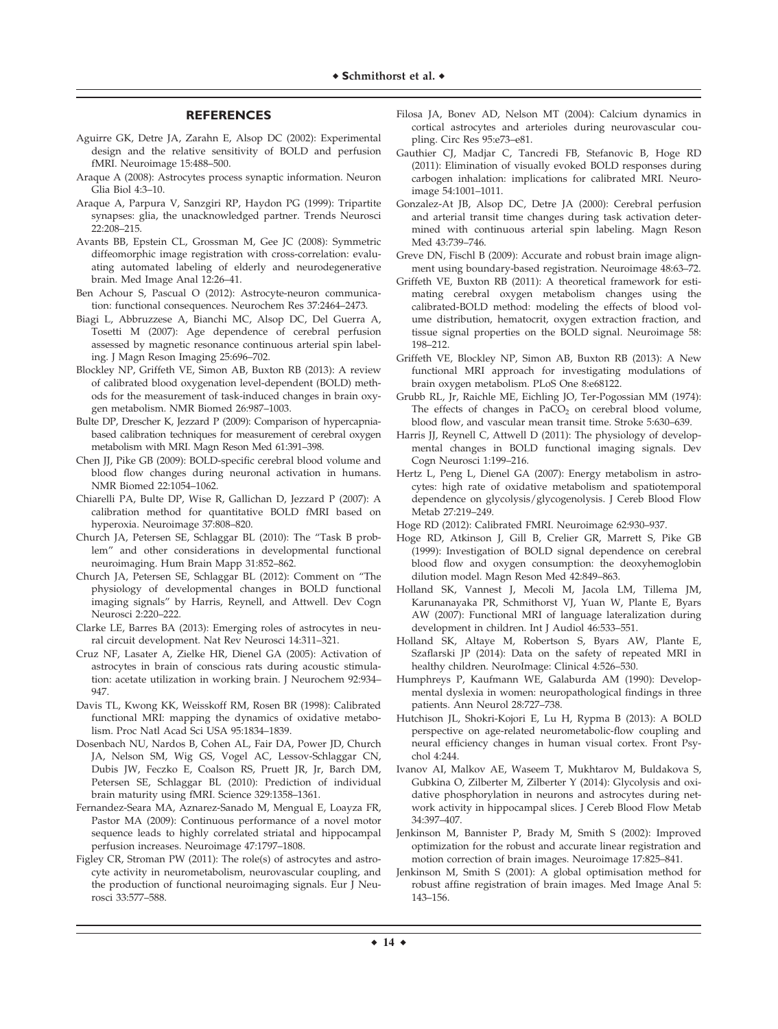## REFERENCES

Aguirre GK, Detre JA, Zarahn E, Alsop DC (2002): Experimental design and the relative sensitivity of BOLD and perfusion fMRI. Neuroimage 15:488–500.

Araque A (2008): Astrocytes process synaptic information. Neuron Glia Biol 4:3–10.

Araque A, Parpura V, Sanzgiri RP, Haydon PG (1999): Tripartite synapses: glia, the unacknowledged partner. Trends Neurosci 22:208–215.

Avants BB, Epstein CL, Grossman M, Gee JC (2008): Symmetric diffeomorphic image registration with cross-correlation: evaluating automated labeling of elderly and neurodegenerative brain. Med Image Anal 12:26–41.

Ben Achour S, Pascual O (2012): Astrocyte-neuron communication: functional consequences. Neurochem Res 37:2464–2473.

Biagi L, Abbruzzese A, Bianchi MC, Alsop DC, Del Guerra A, Tosetti M (2007): Age dependence of cerebral perfusion assessed by magnetic resonance continuous arterial spin labeling. J Magn Reson Imaging 25:696–702.

Blockley NP, Griffeth VE, Simon AB, Buxton RB (2013): A review of calibrated blood oxygenation level-dependent (BOLD) methods for the measurement of task-induced changes in brain oxygen metabolism. NMR Biomed 26:987–1003.

Bulte DP, Drescher K, Jezzard P (2009): Comparison of hypercapnia-based calibration techniques for measurement of cerebral oxygen metabolism with MRI. Magn Reson Med 61:391–398.

Chen JJ, Pike GB (2009): BOLD-specific cerebral blood volume and blood flow changes during neuronal activation in humans. NMR Biomed 22:1054–1062.

Chiarelli PA, Bulte DP, Wise R, Gallichan D, Jezzard P (2007): A calibration method for quantitative BOLD fMRI based on hyperoxia. Neuroimage 37:808–820.

Church JA, Petersen SE, Schlaggar BL (2010): The "Task B problem" and other considerations in developmental functional neuroimaging. Hum Brain Mapp 31:852–862.

Church JA, Petersen SE, Schlaggar BL (2012): Comment on "The physiology of developmental changes in BOLD functional imaging signals" by Harris, Reynell, and Attwell. Dev Cogn Neurosci 2:220–222.

Clarke LE, Barres BA (2013): Emerging roles of astrocytes in neural circuit development. Nat Rev Neurosci 14:311–321.

Cruz NF, Lasater A, Zielke HR, Dienel GA (2005): Activation of astrocytes in brain of conscious rats during acoustic stimulation: acetate utilization in working brain. J Neurochem 92:934–947.

Davis TL, Kwong KK, Weisskoff RM, Rosen BR (1998): Calibrated functional MRI: mapping the dynamics of oxidative metabolism. Proc Natl Acad Sci USA 95:1834–1839.

Dosenbach NU, Nardos B, Cohen AL, Fair DA, Power JD, Church JA, Nelson SM, Wig GS, Vogel AC, Lessov-Schlaggar CN, Dubis JW, Feczko E, Coalson RS, Pruett JR, Jr, Barch DM, Petersen SE, Schlaggar BL (2010): Prediction of individual brain maturity using fMRI. Science 329:1358–1361.

Fernandez-Seara MA, Aznarez-Sanado M, Mengual E, Loayza FR, Pastor MA (2009): Continuous performance of a novel motor sequence leads to highly correlated striatal and hippocampal perfusion increases. Neuroimage 47:1797–1808.

Figley CR, Stroman PW (2011): The role(s) of astrocytes and astrocyte activity in neurometabolism, neurovascular coupling, and the production of functional neuroimaging signals. Eur J Neurosci 33:577–588.

Filosa JA, Bonev AD, Nelson MT (2004): Calcium dynamics in cortical astrocytes and arterioles during neurovascular coupling. Circ Res 95:e73–e81.

Gauthier CJ, Madjar C, Tancredi FB, Stefanovic B, Hoge RD (2011): Elimination of visually evoked BOLD responses during carbogen inhalation: implications for calibrated MRI. Neuroimage 54:1001–1011.

Gonzalez-At JB, Alsop DC, Detre JA (2000): Cerebral perfusion and arterial transit time changes during task activation determined with continuous arterial spin labeling. Magn Reson Med 43:739–746.

Greve DN, Fischl B (2009): Accurate and robust brain image alignment using boundary-based registration. Neuroimage 48:63–72.

Griffeth VE, Buxton RB (2011): A theoretical framework for estimating cerebral oxygen metabolism changes using the calibrated-BOLD method: modeling the effects of blood volume distribution, hematocrit, oxygen extraction fraction, and tissue signal properties on the BOLD signal. Neuroimage 58: 198–212.

Griffeth VE, Blockley NP, Simon AB, Buxton RB (2013): A New functional MRI approach for investigating modulations of brain oxygen metabolism. PLoS One 8:e68122.

Grubb RL, Jr, Raichle ME, Eichling JO, Ter-Pogossian MM (1974): The effects of changes in $PaCO_2$ on cerebral blood volume, blood flow, and vascular mean transit time. Stroke 5:630–639.

Harris JJ, Reynell C, Attwell D (2011): The physiology of developmental changes in BOLD functional imaging signals. Dev Cogn Neurosci 1:199–216.

Hertz L, Peng L, Dienel GA (2007): Energy metabolism in astrocytes: high rate of oxidative metabolism and spatiotemporal dependence on glycolysis/glycogenolysis. J Cereb Blood Flow Metab 27:219–249.

Hoge RD (2012): Calibrated FMRI. Neuroimage 62:930–937.

Hoge RD, Atkinson J, Gill B, Crelier GR, Marrett S, Pike GB (1999): Investigation of BOLD signal dependence on cerebral blood flow and oxygen consumption: the deoxyhemoglobin dilution model. Magn Reson Med 42:849–863.

Holland SK, Vannest J, Mecoli M, Jacola LM, Tillema JM, Karunanayaka PR, Schmithorst VJ, Yuan W, Plante E, Byars AW (2007): Functional MRI of language lateralization during development in children. Int J Audiol 46:533–551.

Holland SK, Altaye M, Robertson S, Byars AW, Plante E, Szaflarski JP (2014): Data on the safety of repeated MRI in healthy children. NeuroImage: Clinical 4:526–530.

Humphreys P, Kaufmann WE, Galaburda AM (1990): Developmental dyslexia in women: neuropathological findings in three patients. Ann Neurol 28:727–738.

Hutchison JL, Shokri-Kojori E, Lu H, Rypma B (2013): A BOLD perspective on age-related neurometabolic-flow coupling and neural efficiency changes in human visual cortex. Front Psychol 4:244.

Ivanov AI, Malkov AE, Waseem T, Mukhtarov M, Buldakova S, Gubkina O, Zilberter M, Zilberter Y (2014): Glycolysis and oxidative phosphorylation in neurons and astrocytes during network activity in hippocampal slices. J Cereb Blood Flow Metab 34:397–407.

Jenkinson M, Bannister P, Brady M, Smith S (2002): Improved optimization for the robust and accurate linear registration and motion correction of brain images. Neuroimage 17:825–841.

Jenkinson M, Smith S (2001): A global optimisation method for robust affine registration of brain images. Med Image Anal 5: 143–156.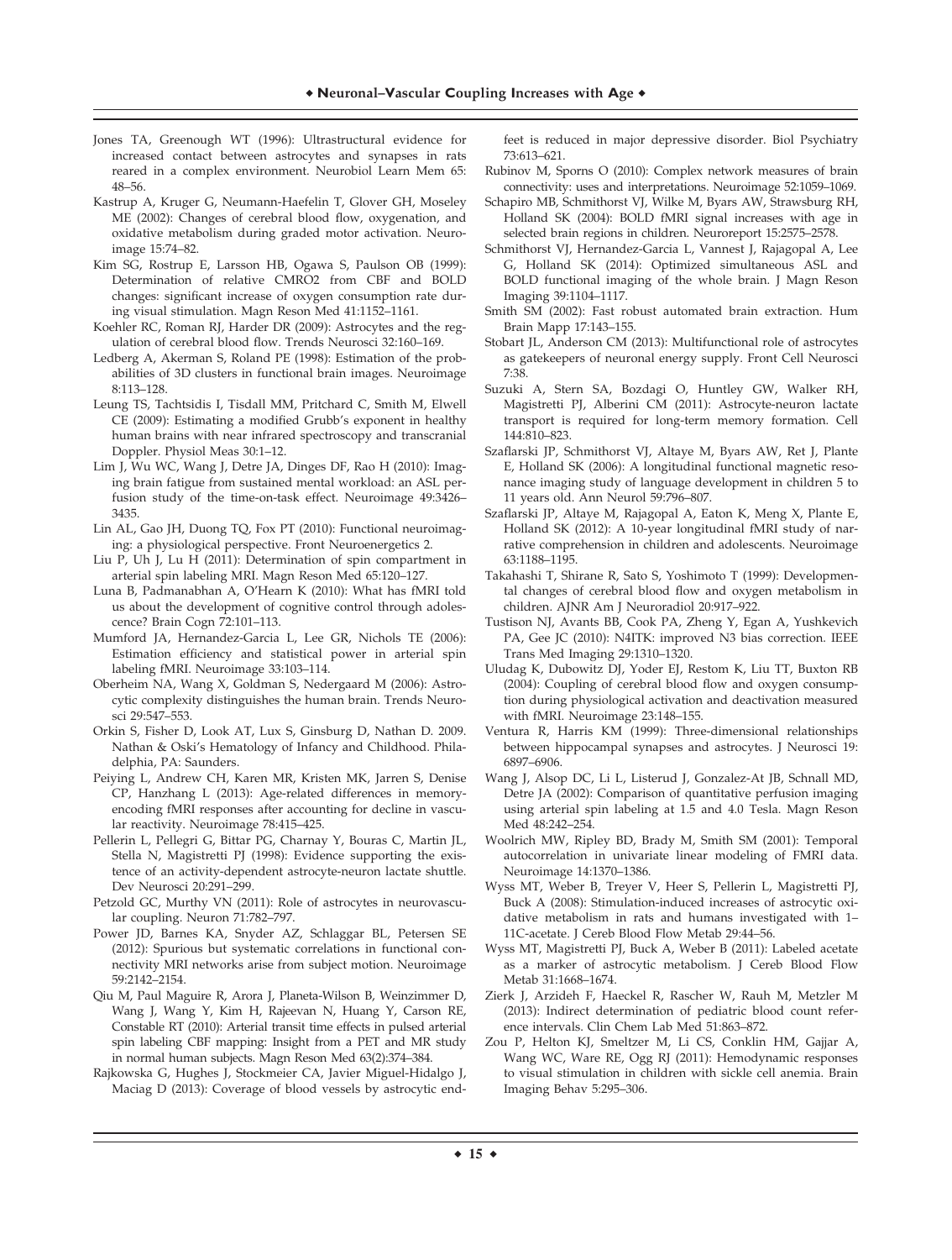Jones TA, Greenough WT (1996): Ultrastructural evidence for increased contact between astrocytes and synapses in rats reared in a complex environment. Neurobiol Learn Mem 65: 48–56.

Kastrup A, Kruger G, Neumann-Haefelin T, Glover GH, Moseley ME (2002): Changes of cerebral blood flow, oxygenation, and oxidative metabolism during graded motor activation. Neuroimage 15:74–82.

Kim SG, Rostrup E, Larsson HB, Ogawa S, Paulson OB (1999): Determination of relative CMRO2 from CBF and BOLD changes: significant increase of oxygen consumption rate during visual stimulation. Magn Reson Med 41:1152–1161.

Koehler RC, Roman RJ, Harder DR (2009): Astrocytes and the regulation of cerebral blood flow. Trends Neurosci 32:160–169.

Ledberg A, Akerman S, Roland PE (1998): Estimation of the probabilities of 3D clusters in functional brain images. Neuroimage 8:113–128.

Leung TS, Tachtsidis I, Tisdall MM, Pritchard C, Smith M, Elwell CE (2009): Estimating a modified Grubb's exponent in healthy human brains with near infrared spectroscopy and transcranial Doppler. Physiol Meas 30:1–12.

Lim J, Wu WC, Wang J, Detre JA, Dinges DF, Rao H (2010): Imaging brain fatigue from sustained mental workload: an ASL perfusion study of the time-on-task effect. Neuroimage 49:3426–3435.

Lin AL, Gao JH, Duong TQ, Fox PT (2010): Functional neuroimaging: a physiological perspective. Front Neuroenergetics 2.

Liu P, Uh J, Lu H (2011): Determination of spin compartment in arterial spin labeling MRI. Magn Reson Med 65:120–127.

Luna B, Padmanabhan A, O'Hearn K (2010): What has fMRI told us about the development of cognitive control through adolescence? Brain Cogn 72:101–113.

Mumford JA, Hernandez-Garcia L, Lee GR, Nichols TE (2006): Estimation efficiency and statistical power in arterial spin labeling fMRI. Neuroimage 33:103–114.

Oberheim NA, Wang X, Goldman S, Nedergaard M (2006): Astrocytic complexity distinguishes the human brain. Trends Neurosci 29:547–553.

Orkin S, Fisher D, Look AT, Lux S, Ginsburg D, Nathan D. 2009. Nathan & Oski's Hematology of Infancy and Childhood. Philadelphia, PA: Saunders.

Peiying L, Andrew CH, Karen MR, Kristen MK, Jarren S, Denise CP, Hanzhang L (2013): Age-related differences in memory-encoding fMRI responses after accounting for decline in vascular reactivity. Neuroimage 78:415–425.

Pellerin L, Pellegri G, Bittar PG, Charnay Y, Bouras C, Martin JL, Stella N, Magistretti PJ (1998): Evidence supporting the existence of an activity-dependent astrocyte-neuron lactate shuttle. Dev Neurosci 20:291–299.

Petzold GC, Murthy VN (2011): Role of astrocytes in neurovascular coupling. Neuron 71:782–797.

Power JD, Barnes KA, Snyder AZ, Schlaggar BL, Petersen SE (2012): Spurious but systematic correlations in functional connectivity MRI networks arise from subject motion. Neuroimage 59:2142–2154.

Qiu M, Paul Maguire R, Arora J, Planeta-Wilson B, Weinzimmer D, Wang J, Wang Y, Kim H, Rajeevan N, Huang Y, Carson RE, Constable RT (2010): Arterial transit time effects in pulsed arterial spin labeling CBF mapping: Insight from a PET and MR study in normal human subjects. Magn Reson Med 63(2):374–384.

Rajkowska G, Hughes J, Stockmeier CA, Javier Miguel-Hidalgo J, Maciag D (2013): Coverage of blood vessels by astrocytic endfeet is reduced in major depressive disorder. Biol Psychiatry 73:613–621.

Rubinov M, Sporns O (2010): Complex network measures of brain connectivity: uses and interpretations. Neuroimage 52:1059–1069.

Schapiro MB, Schmithorst VJ, Wilke M, Byars AW, Strawsburg RH, Holland SK (2004): BOLD fMRI signal increases with age in selected brain regions in children. Neuroreport 15:2575–2578.

Schmithorst VJ, Hernandez-Garcia L, Vannest J, Rajagopal A, Lee G, Holland SK (2014): Optimized simultaneous ASL and BOLD functional imaging of the whole brain. J Magn Reson Imaging 39:1104–1117.

Smith SM (2002): Fast robust automated brain extraction. Hum Brain Mapp 17:143–155.

Stobart JL, Anderson CM (2013): Multifunctional role of astrocytes as gatekeepers of neuronal energy supply. Front Cell Neurosci 7:38.

Suzuki A, Stern SA, Bozdagi O, Huntley GW, Walker RH, Magistretti PJ, Alberini CM (2011): Astrocyte-neuron lactate transport is required for long-term memory formation. Cell 144:810–823.

Szaflarski JP, Schmithorst VJ, Altaye M, Byars AW, Ret J, Plante E, Holland SK (2006): A longitudinal functional magnetic resonance imaging study of language development in children 5 to 11 years old. Ann Neurol 59:796–807.

Szaflarski JP, Altaye M, Rajagopal A, Eaton K, Meng X, Plante E, Holland SK (2012): A 10-year longitudinal fMRI study of narrative comprehension in children and adolescents. Neuroimage 63:1188–1195.

Takahashi T, Shirane R, Sato S, Yoshimoto T (1999): Developmental changes of cerebral blood flow and oxygen metabolism in children. AJNR Am J Neuroradiol 20:917–922.

Tustison NJ, Avants BB, Cook PA, Zheng Y, Egan A, Yushkevich PA, Gee JC (2010): N4ITK: improved N3 bias correction. IEEE Trans Med Imaging 29:1310–1320.

Uludag K, Dubowitz DJ, Yoder EJ, Restom K, Liu TT, Buxton RB (2004): Coupling of cerebral blood flow and oxygen consumption during physiological activation and deactivation measured with fMRI. Neuroimage 23:148–155.

Ventura R, Harris KM (1999): Three-dimensional relationships between hippocampal synapses and astrocytes. J Neurosci 19: 6897–6906.

Wang J, Alsop DC, Li L, Listerud J, Gonzalez-At JB, Schnall MD, Detre JA (2002): Comparison of quantitative perfusion imaging using arterial spin labeling at 1.5 and 4.0 Tesla. Magn Reson Med 48:242–254.

Woolrich MW, Ripley BD, Brady M, Smith SM (2001): Temporal autocorrelation in univariate linear modeling of FMRI data. Neuroimage 14:1370–1386.

Wyss MT, Weber B, Treyer V, Heer S, Pellerin L, Magistretti PJ, Buck A (2008): Stimulation-induced increases of astrocytic oxidative metabolism in rats and humans investigated with 1–11C-acetate. J Cereb Blood Flow Metab 29:44–56.

Wyss MT, Magistretti PJ, Buck A, Weber B (2011): Labeled acetate as a marker of astrocytic metabolism. J Cereb Blood Flow Metab 31:1668–1674.

Zierk J, Arzideh F, Haeckel R, Rascher W, Rauh M, Metzler M (2013): Indirect determination of pediatric blood count reference intervals. Clin Chem Lab Med 51:863–872.

Zou P, Helton KJ, Smeltzer M, Li CS, Conklin HM, Gajjar A, Wang WC, Ware RE, Ogg RJ (2011): Hemodynamic responses to visual stimulation in children with sickle cell anemia. Brain Imaging Behav 5:295–306.